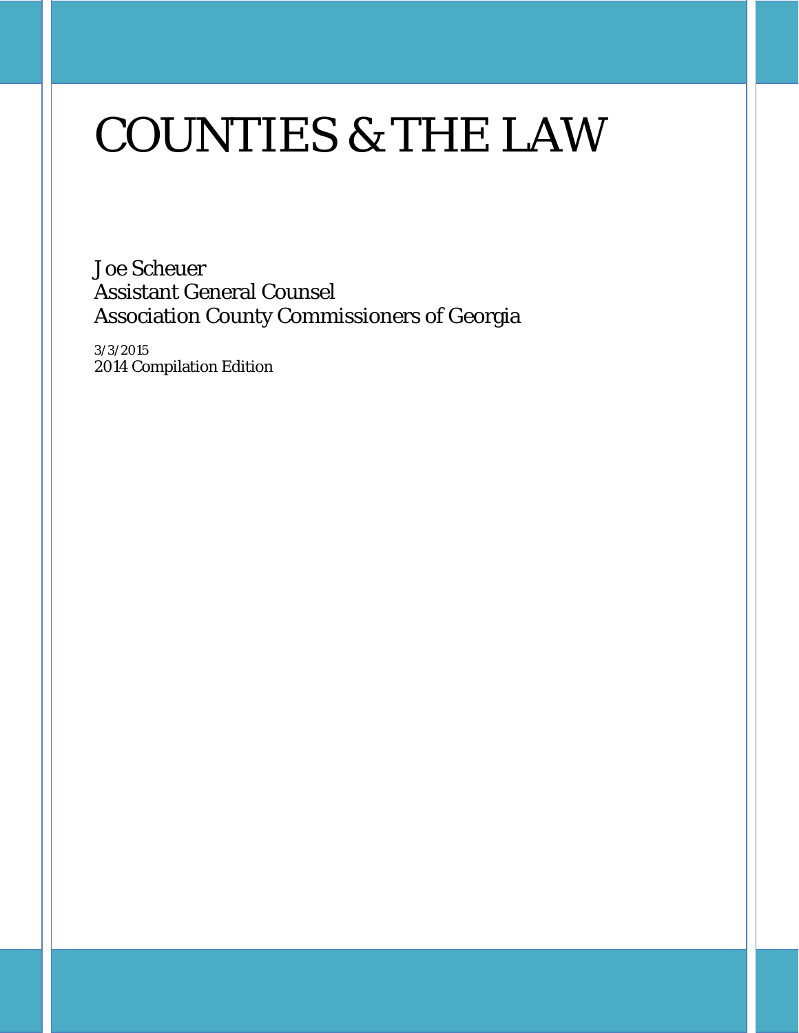# COUNTIES & THE LAW

Joe Scheuer
Assistant General Counsel
Association County Commissioners of Georgia

3/3/2015
2014 Compilation Edition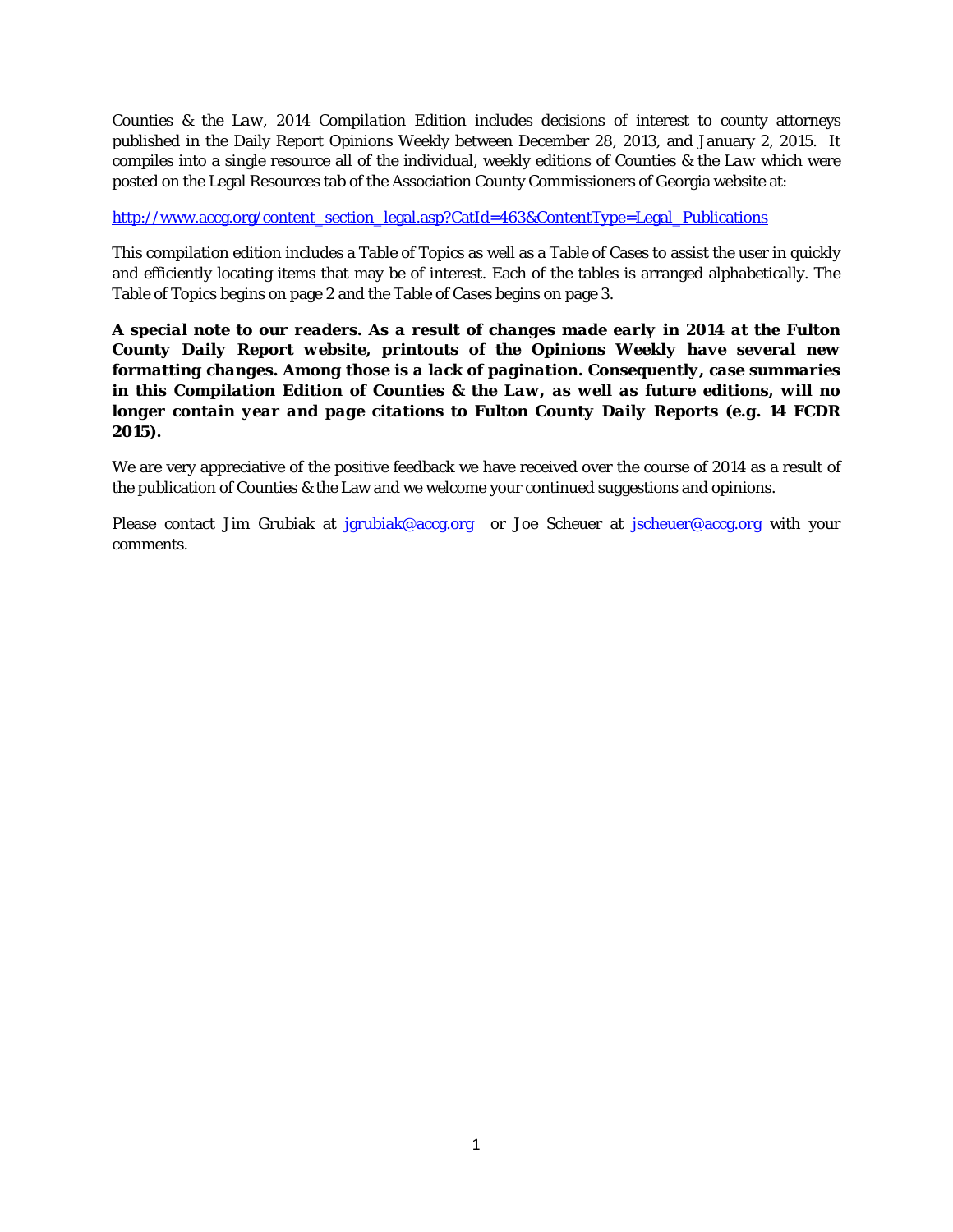*Counties & the Law, 2014 Compilation Edition* includes decisions of interest to county attorneys published in the Daily Report Opinions Weekly between December 28, 2013, and January 2, 2015. It compiles into a single resource all of the individual, weekly editions of *Counties & the Law* which were posted on the Legal Resources tab of the Association County Commissioners of Georgia website at:

[http://www.accg.org/content_section_legal.asp?CatId=463&ContentType=Legal_Publications](http://www.accg.org/content_section_legal.asp?CatId=463&ContentType=Legal_Publications)

This compilation edition includes a Table of Topics as well as a Table of Cases to assist the user in quickly and efficiently locating items that may be of interest. Each of the tables is arranged alphabetically. The Table of Topics begins on page 2 and the Table of Cases begins on page 3.

***A special note to our readers. As a result of changes made early in 2014 at the Fulton County Daily Report website, printouts of the Opinions Weekly have several new formatting changes. Among those is a lack of pagination. Consequently, case summaries in this Compilation Edition of Counties & the Law, as well as future editions, will no longer contain year and page citations to Fulton County Daily Reports (e.g. 14 FCDR 2015).***

We are very appreciative of the positive feedback we have received over the course of 2014 as a result of the publication of Counties & the Law and we welcome your continued suggestions and opinions.

Please contact Jim Grubiak at [jgrubiak@accg.org](mailto:jgrubiak@accg.org) or Joe Scheuer at [jscheuer@accg.org](mailto:jscheuer@accg.org) with your comments.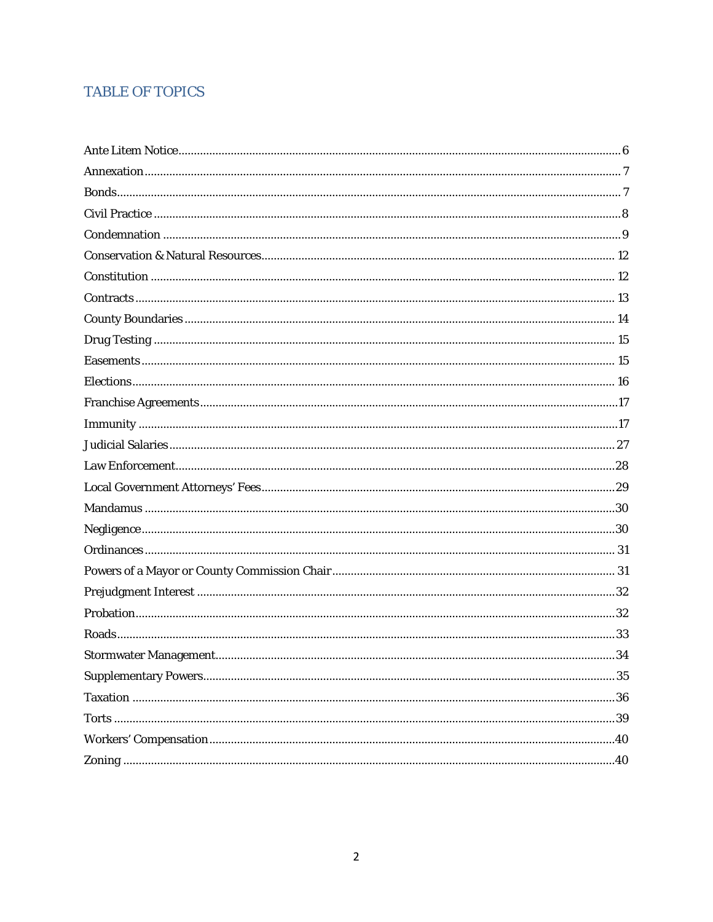## TABLE OF TOPICS

| Topic | Page |
| --- | --- |
| Ante Litem Notice | 6 |
| Annexation | 7 |
| Bonds | 7 |
| Civil Practice | 8 |
| Condemnation | 9 |
| Conservation & Natural Resources | 12 |
| Constitution | 12 |
| Contracts | 13 |
| County Boundaries | 14 |
| Drug Testing | 15 |
| Easements | 15 |
| Elections | 16 |
| Franchise Agreements | 17 |
| Immunity | 17 |
| Judicial Salaries | 27 |
| Law Enforcement | 28 |
| Local Government Attorneys' Fees | 29 |
| Mandamus | 30 |
| Negligence | 30 |
| Ordinances | 31 |
| Powers of a Mayor or County Commission Chair | 31 |
| Prejudgment Interest | 32 |
| Probation | 32 |
| Roads | 33 |
| Stormwater Management | 34 |
| Supplementary Powers | 35 |
| Taxation | 36 |
| Torts | 39 |
| Workers' Compensation | 40 |
| Zoning | 40 |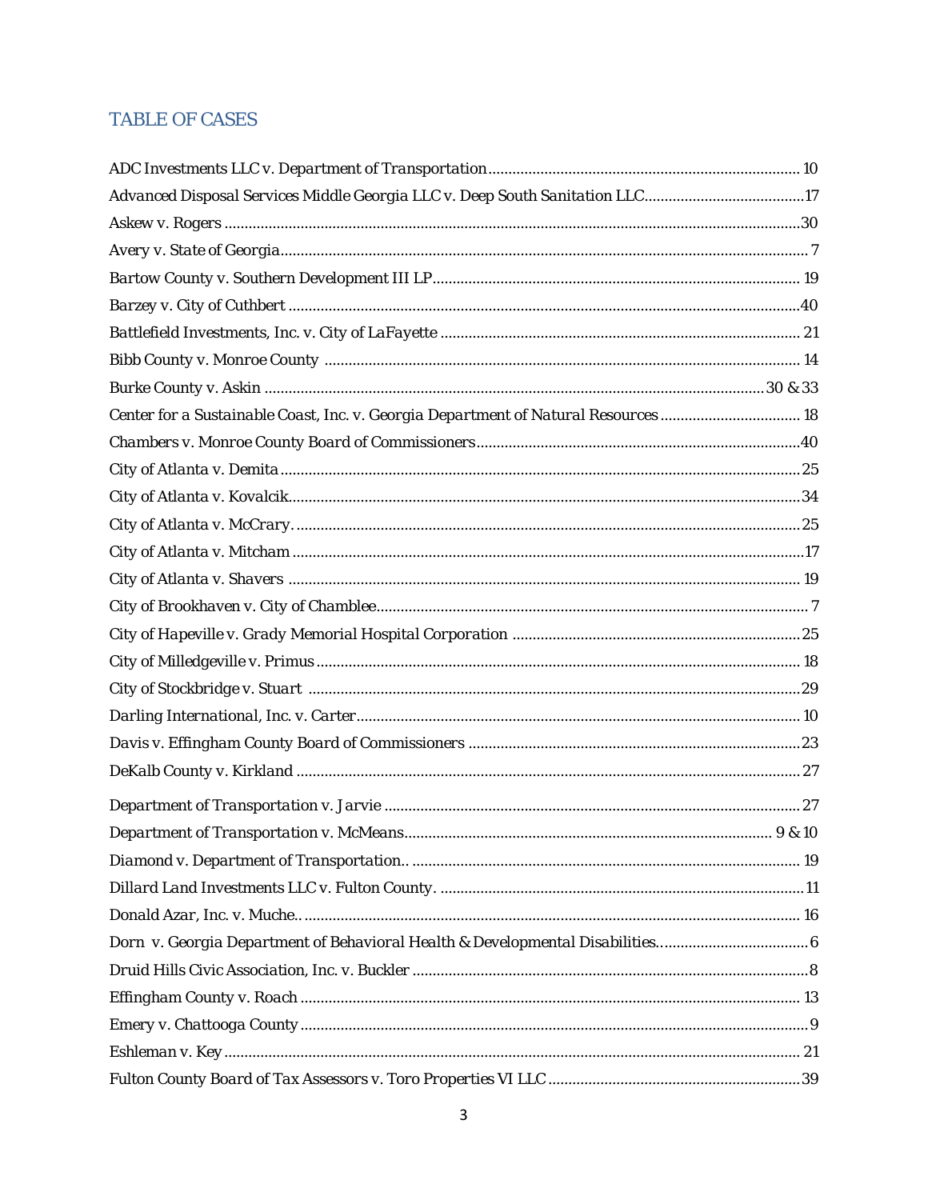# TABLE OF CASES

*ADC Investments LLC v. Department of Transportation* ............ 10
*Advanced Disposal Services Middle Georgia LLC v. Deep South Sanitation LLC* ............ 17
*Askew v. Rogers* ............ 30
*Avery v. State of Georgia* ............ 7
*Bartow County v. Southern Development III LP* ............ 19
*Barzey v. City of Cuthbert* ............ 40
*Battlefield Investments, Inc. v. City of LaFayette* ............ 21
*Bibb County v. Monroe County* ............ 14
*Burke County v. Askin* ............ 30 & 33
*Center for a Sustainable Coast, Inc. v. Georgia Department of Natural Resources* ............ 18
*Chambers v. Monroe County Board of Commissioners* ............ 40
*City of Atlanta v. Demita* ............ 25
*City of Atlanta v. Kovalcik* ............ 34
*City of Atlanta v. McCrary.* ............ 25
*City of Atlanta v. Mitcham* ............ 17
*City of Atlanta v. Shavers* ............ 19
*City of Brookhaven v. City of Chamblee* ............ 7
*City of Hapeville v. Grady Memorial Hospital Corporation* ............ 25
*City of Milledgeville v. Primus* ............ 18
*City of Stockbridge v. Stuart* ............ 29
*Darling International, Inc. v. Carter* ............ 10
*Davis v. Effingham County Board of Commissioners* ............ 23
*DeKalb County v. Kirkland* ............ 27
*Department of Transportation v. Jarvie* ............ 27
*Department of Transportation v. McMeans* ............ 9 & 10
*Diamond v. Department of Transportation..* ............ 19
*Dillard Land Investments LLC v. Fulton County.* ............ 11
*Donald Azar, Inc. v. Muche..* ............ 16
*Dorn v. Georgia Department of Behavioral Health & Developmental Disabilities.* ............ 6
*Druid Hills Civic Association, Inc. v. Buckler* ............ 8
*Effingham County v. Roach* ............ 13
*Emery v. Chattooga County* ............ 9
*Eshleman v. Key* ............ 21
*Fulton County Board of Tax Assessors v. Toro Properties VI LLC* ............ 39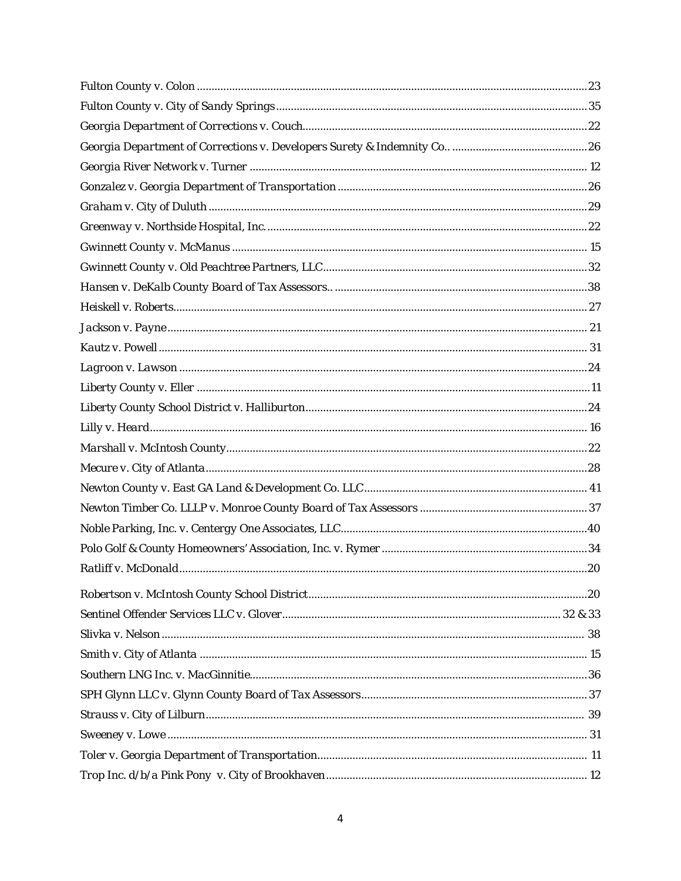*Fulton County v. Colon* ........................................................................................................................ 23

*Fulton County v. City of Sandy Springs* .............................................................................................. 35

*Georgia Department of Corrections v. Couch* ...................................................................................... 22

*Georgia Department of Corrections v. Developers Surety & Indemnity Co.*. ........................................ 26

*Georgia River Network v. Turner* ........................................................................................................ 12

*Gonzalez v. Georgia Department of Transportation* ........................................................................... 26

*Graham v. City of Duluth* .................................................................................................................. 29

*Greenway v. Northside Hospital, Inc.* ................................................................................................. 22

*Gwinnett County v. McManus* ............................................................................................................ 15

*Gwinnett County v. Old Peachtree Partners, LLC* ................................................................................ 32

*Hansen v. DeKalb County Board of Tax Assessors*.. ............................................................................ 38

*Heiskell v. Roberts* .............................................................................................................................. 27

*Jackson v. Payne* ................................................................................................................................. 21

*Kautz v. Powell* ................................................................................................................................... 31

*Lagroon v. Lawson* ............................................................................................................................. 24

*Liberty County v. Eller* ....................................................................................................................... 11

*Liberty County School District v. Halliburton* ..................................................................................... 24

*Lilly v. Heard* ...................................................................................................................................... 16

*Marshall v. McIntosh County* .............................................................................................................. 22

*Mecure v. City of Atlanta* .................................................................................................................... 28

*Newton County v. East GA Land & Development Co. LLC* .................................................................. 41

*Newton Timber Co. LLLP v. Monroe County Board of Tax Assessors* .................................................. 37

*Noble Parking, Inc. v. Centergy One Associates, LLC* .......................................................................... 40

*Polo Golf & County Homeowners' Association, Inc. v. Rymer* ............................................................. 34

*Ratliff v. McDonald* ............................................................................................................................. 20

*Robertson v. McIntosh County School District* ..................................................................................... 20

*Sentinel Offender Services LLC v. Glover* .................................................................................... 32 & 33

*Slivka v. Nelson* .................................................................................................................................. 38

*Smith v. City of Atlanta* ...................................................................................................................... 15

*Southern LNG Inc. v. MacGinnitie* ....................................................................................................... 36

*SPH Glynn LLC v. Glynn County Board of Tax Assessors* ................................................................... 37

*Strauss v. City of Lilburn* .................................................................................................................... 39

*Sweeney v. Lowe* ................................................................................................................................. 31

*Toler v. Georgia Department of Transportation* .................................................................................. 11

*Trop Inc. d/b/a Pink Pony v. City of Brookhaven* ................................................................................ 12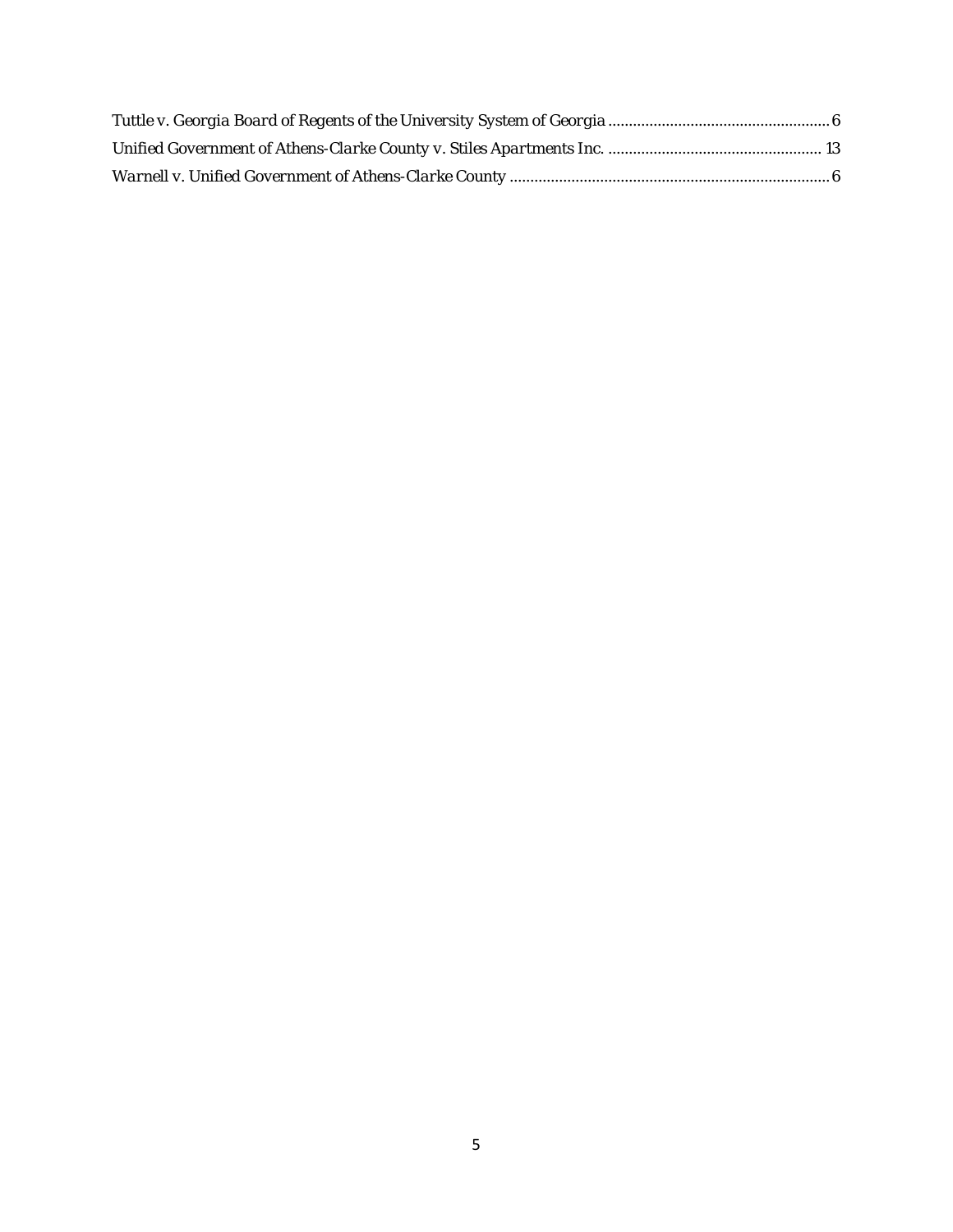*Tuttle v. Georgia Board of Regents of the University System of Georgia* ...................................................... 6

*Unified Government of Athens-Clarke County v. Stiles Apartments Inc.* .................................................... 13

*Warnell v. Unified Government of Athens-Clarke County* .............................................................................. 6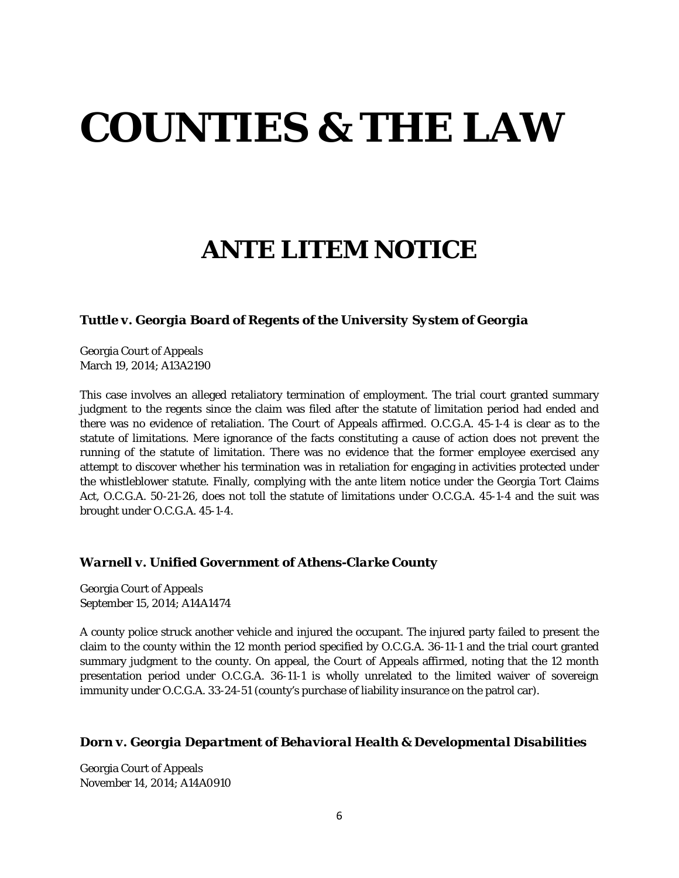# COUNTIES & THE LAW

## ANTE LITEM NOTICE

### *Tuttle v. Georgia Board of Regents of the University System of Georgia*

Georgia Court of Appeals
March 19, 2014; A13A2190

This case involves an alleged retaliatory termination of employment. The trial court granted summary judgment to the regents since the claim was filed after the statute of limitation period had ended and there was no evidence of retaliation. The Court of Appeals affirmed. O.C.G.A. 45-1-4 is clear as to the statute of limitations. Mere ignorance of the facts constituting a cause of action does not prevent the running of the statute of limitation. There was no evidence that the former employee exercised any attempt to discover whether his termination was in retaliation for engaging in activities protected under the whistleblower statute. Finally, complying with the ante litem notice under the Georgia Tort Claims Act, O.C.G.A. 50-21-26, does not toll the statute of limitations under O.C.G.A. 45-1-4 and the suit was brought under O.C.G.A. 45-1-4.

### *Warnell v. Unified Government of Athens-Clarke County*

Georgia Court of Appeals
September 15, 2014; A14A1474

A county police struck another vehicle and injured the occupant. The injured party failed to present the claim to the county within the 12 month period specified by O.C.G.A. 36-11-1 and the trial court granted summary judgment to the county. On appeal, the Court of Appeals affirmed, noting that the 12 month presentation period under O.C.G.A. 36-11-1 is wholly unrelated to the limited waiver of sovereign immunity under O.C.G.A. 33-24-51 (county's purchase of liability insurance on the patrol car).

### *Dorn v. Georgia Department of Behavioral Health & Developmental Disabilities*

Georgia Court of Appeals
November 14, 2014; A14A0910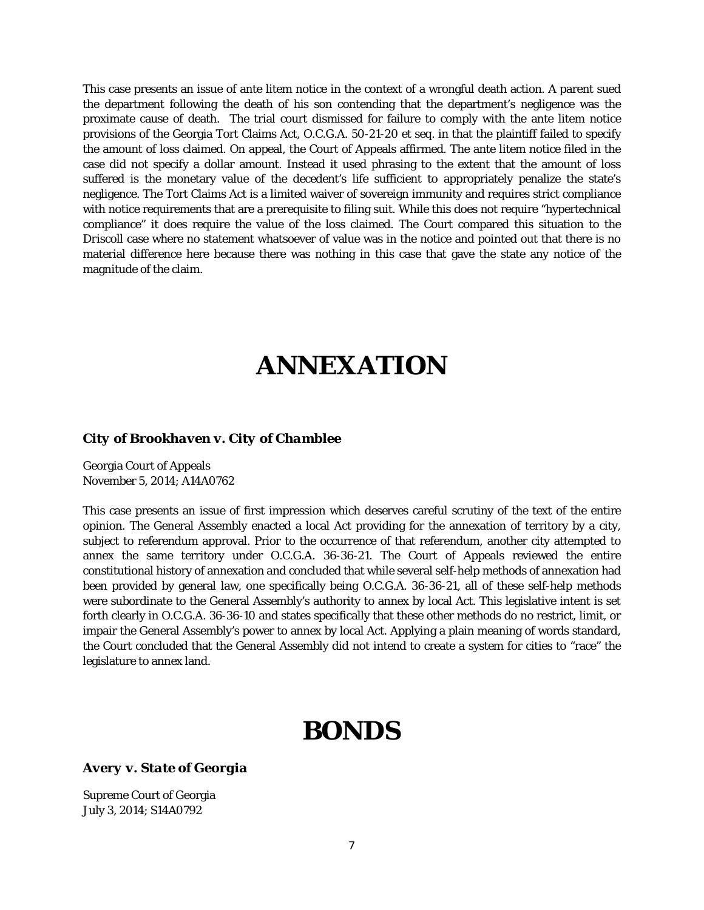This case presents an issue of ante litem notice in the context of a wrongful death action. A parent sued the department following the death of his son contending that the department's negligence was the proximate cause of death. The trial court dismissed for failure to comply with the ante litem notice provisions of the Georgia Tort Claims Act, O.C.G.A. 50-21-20 et seq. in that the plaintiff failed to specify the amount of loss claimed. On appeal, the Court of Appeals affirmed. The ante litem notice filed in the case did not specify a dollar amount. Instead it used phrasing to the extent that the amount of loss suffered is the monetary value of the decedent's life sufficient to appropriately penalize the state's negligence. The Tort Claims Act is a limited waiver of sovereign immunity and requires strict compliance with notice requirements that are a prerequisite to filing suit. While this does not require "hypertechnical compliance" it does require the value of the loss claimed. The Court compared this situation to the *Driscoll* case where no statement whatsoever of value was in the notice and pointed out that there is no material difference here because there was nothing in this case that gave the state any notice of the magnitude of the claim.

# ANNEXATION

### *City of Brookhaven v. City of Chamblee*

Georgia Court of Appeals
November 5, 2014; A14A0762

This case presents an issue of first impression which deserves careful scrutiny of the text of the entire opinion. The General Assembly enacted a local Act providing for the annexation of territory by a city, subject to referendum approval. Prior to the occurrence of that referendum, another city attempted to annex the same territory under O.C.G.A. 36-36-21. The Court of Appeals reviewed the entire constitutional history of annexation and concluded that while several self-help methods of annexation had been provided by general law, one specifically being O.C.G.A. 36-36-21, all of these self-help methods were subordinate to the General Assembly's authority to annex by local Act. This legislative intent is set forth clearly in O.C.G.A. 36-36-10 and states specifically that these other methods do no restrict, limit, or impair the General Assembly's power to annex by local Act. Applying a plain meaning of words standard, the Court concluded that the General Assembly did not intend to create a system for cities to "race" the legislature to annex land.

# BONDS

### *Avery v. State of Georgia*

Supreme Court of Georgia
July 3, 2014; S14A0792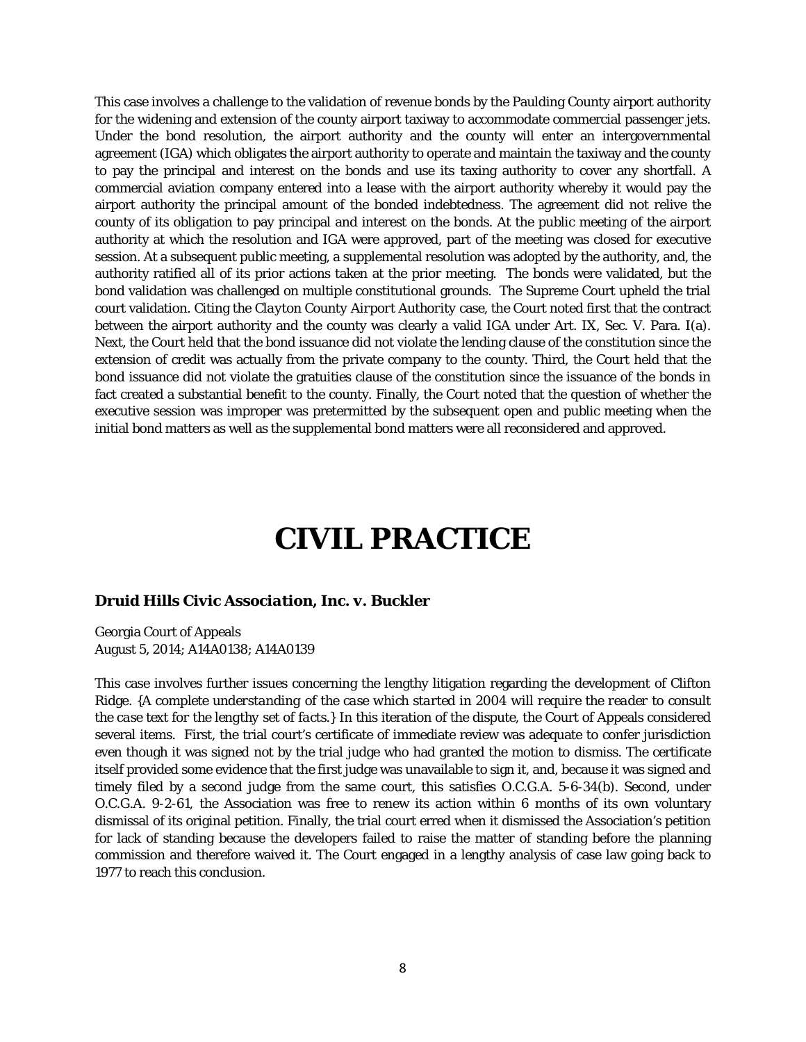This case involves a challenge to the validation of revenue bonds by the Paulding County airport authority for the widening and extension of the county airport taxiway to accommodate commercial passenger jets. Under the bond resolution, the airport authority and the county will enter an intergovernmental agreement (IGA) which obligates the airport authority to operate and maintain the taxiway and the county to pay the principal and interest on the bonds and use its taxing authority to cover any shortfall. A commercial aviation company entered into a lease with the airport authority whereby it would pay the airport authority the principal amount of the bonded indebtedness. The agreement did not relive the county of its obligation to pay principal and interest on the bonds. At the public meeting of the airport authority at which the resolution and IGA were approved, part of the meeting was closed for executive session. At a subsequent public meeting, a supplemental resolution was adopted by the authority, and, the authority ratified all of its prior actions taken at the prior meeting. The bonds were validated, but the bond validation was challenged on multiple constitutional grounds. The Supreme Court upheld the trial court validation. Citing the *Clayton County Airport Authority* case, the Court noted first that the contract between the airport authority and the county was clearly a valid IGA under Art. IX, Sec. V. Para. I(a). Next, the Court held that the bond issuance did not violate the lending clause of the constitution since the extension of credit was actually from the private company to the county. Third, the Court held that the bond issuance did not violate the gratuities clause of the constitution since the issuance of the bonds in fact created a substantial benefit to the county. Finally, the Court noted that the question of whether the executive session was improper was pretermitted by the subsequent open and public meeting when the initial bond matters as well as the supplemental bond matters were all reconsidered and approved.

# CIVIL PRACTICE

### *Druid Hills Civic Association, Inc. v. Buckler*

Georgia Court of Appeals
August 5, 2014; A14A0138; A14A0139

This case involves further issues concerning the lengthy litigation regarding the development of Clifton Ridge. {*A complete understanding of the case which started in 2004 will require the reader to consult the case text for the lengthy set of facts.*} In this iteration of the dispute, the Court of Appeals considered several items. First, the trial court's certificate of immediate review was adequate to confer jurisdiction even though it was signed not by the trial judge who had granted the motion to dismiss. The certificate itself provided some evidence that the first judge was unavailable to sign it, and, because it was signed and timely filed by a second judge from the same court, this satisfies O.C.G.A. 5-6-34(b). Second, under O.C.G.A. 9-2-61, the Association was free to renew its action within 6 months of its own voluntary dismissal of its original petition. Finally, the trial court erred when it dismissed the Association's petition for lack of standing because the developers failed to raise the matter of standing before the planning commission and therefore waived it. The Court engaged in a lengthy analysis of case law going back to 1977 to reach this conclusion.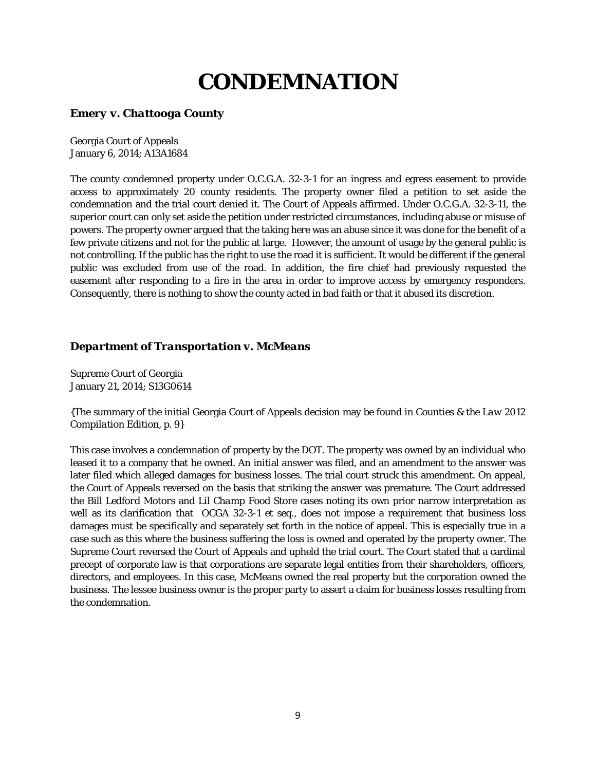# CONDEMNATION

### *Emery v. Chattooga County*

Georgia Court of Appeals
January 6, 2014; A13A1684

The county condemned property under O.C.G.A. 32-3-1 for an ingress and egress easement to provide access to approximately 20 county residents. The property owner filed a petition to set aside the condemnation and the trial court denied it. The Court of Appeals affirmed. Under O.C.G.A. 32-3-11, the superior court can only set aside the petition under restricted circumstances, including abuse or misuse of powers. The property owner argued that the taking here was an abuse since it was done for the benefit of a few private citizens and not for the public at large. However, the amount of usage by the general public is not controlling. If the public has the right to use the road it is sufficient. It would be different if the general public was excluded from use of the road. In addition, the fire chief had previously requested the easement after responding to a fire in the area in order to improve access by emergency responders. Consequently, there is nothing to show the county acted in bad faith or that it abused its discretion.

### *Department of Transportation v. McMeans*

Supreme Court of Georgia
January 21, 2014; S13G0614

{The summary of the initial Georgia Court of Appeals decision may be found in *Counties & the Law 2012 Compilation Edition*, p. 9}

This case involves a condemnation of property by the DOT. The property was owned by an individual who leased it to a company that he owned. An initial answer was filed, and an amendment to the answer was later filed which alleged damages for business losses. The trial court struck this amendment. On appeal, the Court of Appeals reversed on the basis that striking the answer was premature. The Court addressed the *Bill Ledford Motors* and *Lil Champ Food Store* cases noting its own prior narrow interpretation as well as its clarification that OCGA 32-3-1 et seq., does not impose a requirement that business loss damages must be specifically and separately set forth in the notice of appeal. This is especially true in a case such as this where the business suffering the loss is owned and operated by the property owner. The Supreme Court reversed the Court of Appeals and upheld the trial court. The Court stated that a cardinal precept of corporate law is that corporations are separate legal entities from their shareholders, officers, directors, and employees. In this case, McMeans owned the real property but the corporation owned the business. The lessee business owner is the proper party to assert a claim for business losses resulting from the condemnation.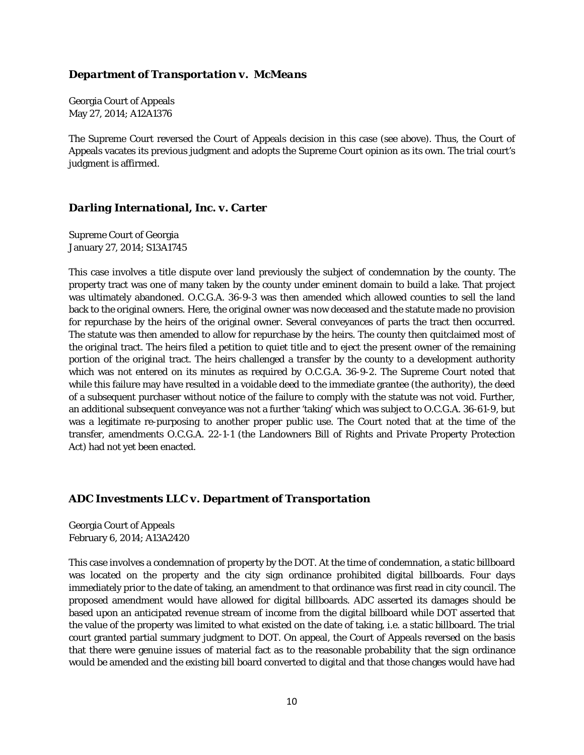### *Department of Transportation v. McMeans*

Georgia Court of Appeals
May 27, 2014; A12A1376

The Supreme Court reversed the Court of Appeals decision in this case (see above). Thus, the Court of Appeals vacates its previous judgment and adopts the Supreme Court opinion as its own. The trial court's judgment is affirmed.

### *Darling International, Inc. v. Carter*

Supreme Court of Georgia
January 27, 2014; S13A1745

This case involves a title dispute over land previously the subject of condemnation by the county. The property tract was one of many taken by the county under eminent domain to build a lake. That project was ultimately abandoned. O.C.G.A. 36-9-3 was then amended which allowed counties to sell the land back to the original owners. Here, the original owner was now deceased and the statute made no provision for repurchase by the heirs of the original owner. Several conveyances of parts the tract then occurred. The statute was then amended to allow for repurchase by the heirs. The county then quitclaimed most of the original tract. The heirs filed a petition to quiet title and to eject the present owner of the remaining portion of the original tract. The heirs challenged a transfer by the county to a development authority which was not entered on its minutes as required by O.C.G.A. 36-9-2. The Supreme Court noted that while this failure may have resulted in a voidable deed to the immediate grantee (the authority), the deed of a subsequent purchaser without notice of the failure to comply with the statute was not void. Further, an additional subsequent conveyance was not a further 'taking' which was subject to O.C.G.A. 36-61-9, but was a legitimate re-purposing to another proper public use. The Court noted that at the time of the transfer, amendments O.C.G.A. 22-1-1 (the Landowners Bill of Rights and Private Property Protection Act) had not yet been enacted.

### *ADC Investments LLC v. Department of Transportation*

Georgia Court of Appeals
February 6, 2014; A13A2420

This case involves a condemnation of property by the DOT. At the time of condemnation, a static billboard was located on the property and the city sign ordinance prohibited digital billboards. Four days immediately prior to the date of taking, an amendment to that ordinance was first read in city council. The proposed amendment would have allowed for digital billboards. ADC asserted its damages should be based upon an anticipated revenue stream of income from the digital billboard while DOT asserted that the value of the property was limited to what existed on the date of taking, i.e. a static billboard. The trial court granted partial summary judgment to DOT. On appeal, the Court of Appeals reversed on the basis that there were genuine issues of material fact as to the reasonable probability that the sign ordinance would be amended and the existing bill board converted to digital and that those changes would have had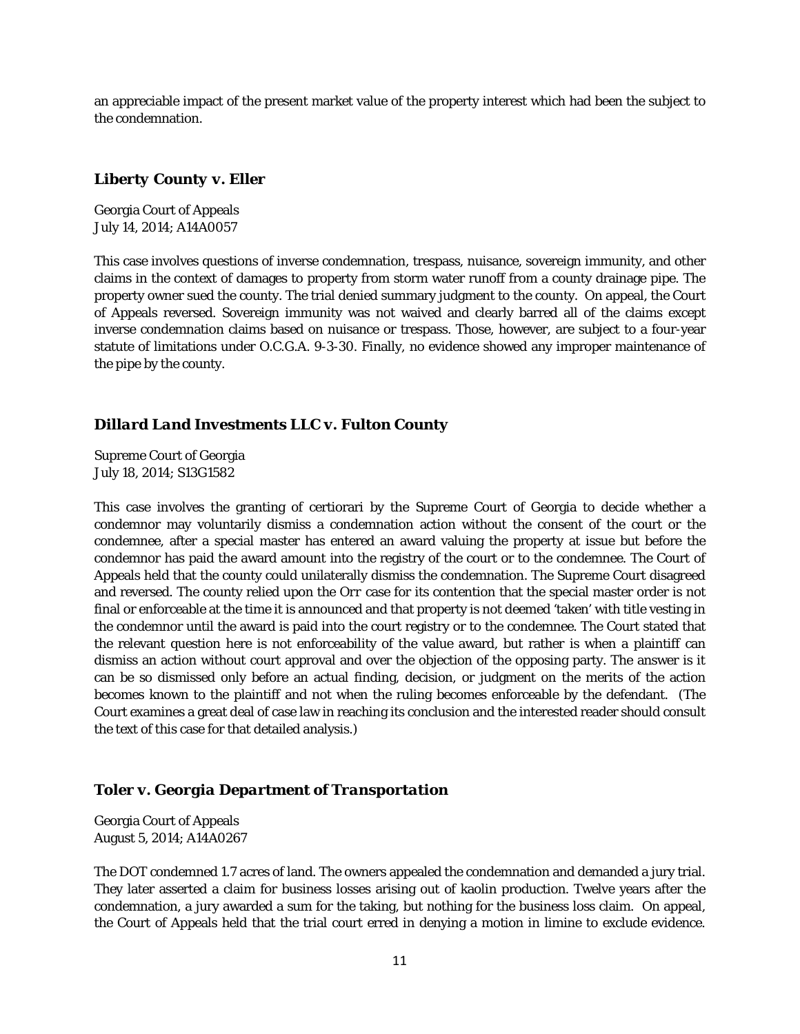an appreciable impact of the present market value of the property interest which had been the subject to the condemnation.

### *Liberty County v. Eller*

Georgia Court of Appeals
July 14, 2014; A14A0057

This case involves questions of inverse condemnation, trespass, nuisance, sovereign immunity, and other claims in the context of damages to property from storm water runoff from a county drainage pipe. The property owner sued the county. The trial denied summary judgment to the county. On appeal, the Court of Appeals reversed. Sovereign immunity was not waived and clearly barred all of the claims except inverse condemnation claims based on nuisance or trespass. Those, however, are subject to a four-year statute of limitations under O.C.G.A. 9-3-30. Finally, no evidence showed any improper maintenance of the pipe by the county.

### *Dillard Land Investments LLC v. Fulton County*

Supreme Court of Georgia
July 18, 2014; S13G1582

This case involves the granting of certiorari by the Supreme Court of Georgia to decide whether a condemnor may voluntarily dismiss a condemnation action without the consent of the court or the condemnee, after a special master has entered an award valuing the property at issue but before the condemnor has paid the award amount into the registry of the court or to the condemnee. The Court of Appeals held that the county could unilaterally dismiss the condemnation. The Supreme Court disagreed and reversed. The county relied upon the *Orr* case for its contention that the special master order is not final or enforceable at the time it is announced and that property is not deemed 'taken' with title vesting in the condemnor until the award is paid into the court registry or to the condemnee. The Court stated that the relevant question here is not enforceability of the value award, but rather is when a plaintiff can dismiss an action without court approval and over the objection of the opposing party. The answer is it can be so dismissed only before an actual finding, decision, or judgment on the merits of the action becomes known to the plaintiff and not when the ruling becomes enforceable by the defendant. (The Court examines a great deal of case law in reaching its conclusion and the interested reader should consult the text of this case for that detailed analysis.)

### *Toler v. Georgia Department of Transportation*

Georgia Court of Appeals
August 5, 2014; A14A0267

The DOT condemned 1.7 acres of land. The owners appealed the condemnation and demanded a jury trial. They later asserted a claim for business losses arising out of kaolin production. Twelve years after the condemnation, a jury awarded a sum for the taking, but nothing for the business loss claim. On appeal, the Court of Appeals held that the trial court erred in denying a motion in limine to exclude evidence.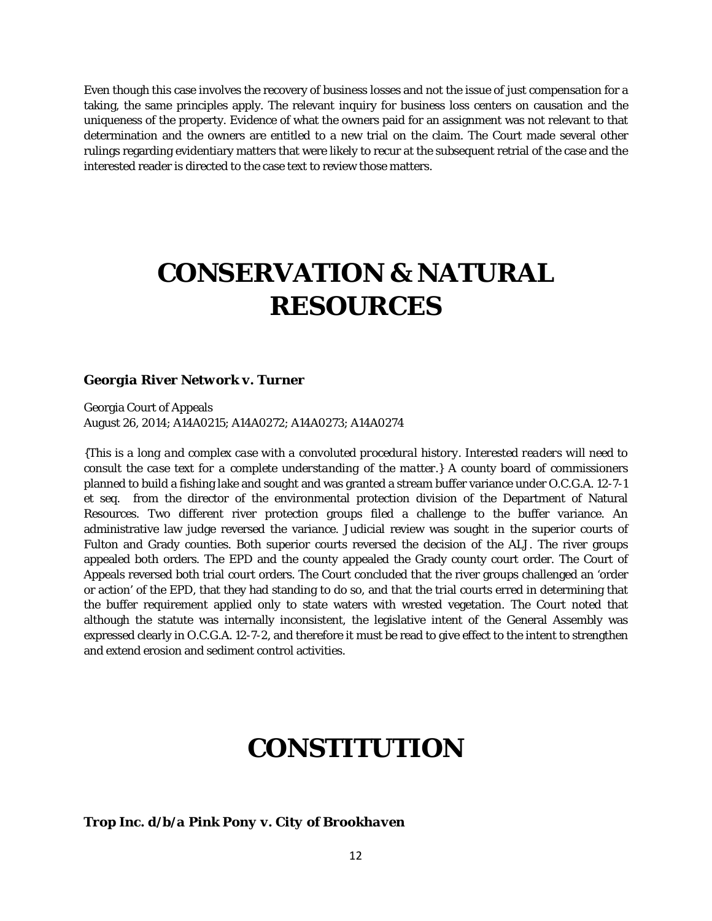Even though this case involves the recovery of business losses and not the issue of just compensation for a taking, the same principles apply. The relevant inquiry for business loss centers on causation and the uniqueness of the property. Evidence of what the owners paid for an assignment was not relevant to that determination and the owners are entitled to a new trial on the claim. The Court made several other rulings regarding evidentiary matters that were likely to recur at the subsequent retrial of the case and the interested reader is directed to the case text to review those matters.

# CONSERVATION & NATURAL RESOURCES

**Georgia River Network v. Turner**

Georgia Court of Appeals
August 26, 2014; A14A0215; A14A0272; A14A0273; A14A0274

*{This is a long and complex case with a convoluted procedural history. Interested readers will need to consult the case text for a complete understanding of the matter.}* A county board of commissioners planned to build a fishing lake and sought and was granted a stream buffer variance under O.C.G.A. 12-7-1 et seq. from the director of the environmental protection division of the Department of Natural Resources. Two different river protection groups filed a challenge to the buffer variance. An administrative law judge reversed the variance. Judicial review was sought in the superior courts of Fulton and Grady counties. Both superior courts reversed the decision of the ALJ. The river groups appealed both orders. The EPD and the county appealed the Grady county court order. The Court of Appeals reversed both trial court orders. The Court concluded that the river groups challenged an 'order or action' of the EPD, that they had standing to do so, and that the trial courts erred in determining that the buffer requirement applied only to state waters with wrested vegetation. The Court noted that although the statute was internally inconsistent, the legislative intent of the General Assembly was expressed clearly in O.C.G.A. 12-7-2, and therefore it must be read to give effect to the intent to strengthen and extend erosion and sediment control activities.

# CONSTITUTION

**Trop Inc. d/b/a Pink Pony v. City of Brookhaven**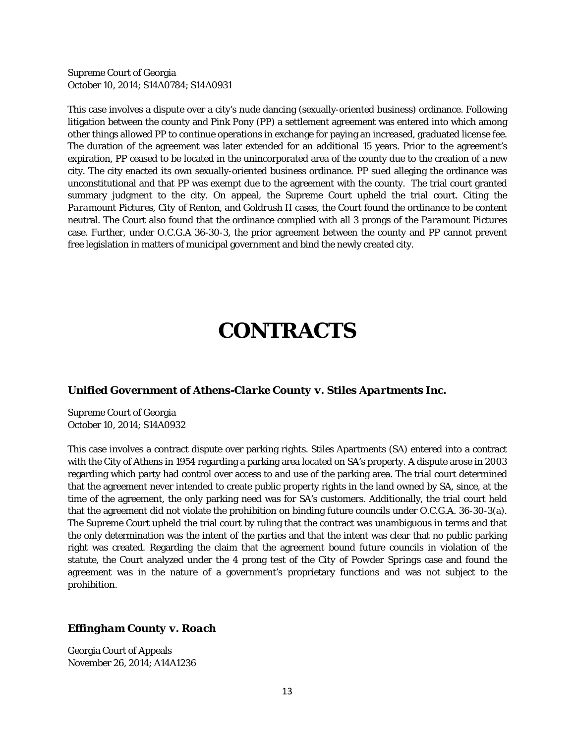Supreme Court of Georgia
October 10, 2014; S14A0784; S14A0931

This case involves a dispute over a city's nude dancing (sexually-oriented business) ordinance. Following litigation between the county and Pink Pony (PP) a settlement agreement was entered into which among other things allowed PP to continue operations in exchange for paying an increased, graduated license fee. The duration of the agreement was later extended for an additional 15 years. Prior to the agreement's expiration, PP ceased to be located in the unincorporated area of the county due to the creation of a new city. The city enacted its own sexually-oriented business ordinance. PP sued alleging the ordinance was unconstitutional and that PP was exempt due to the agreement with the county. The trial court granted summary judgment to the city. On appeal, the Supreme Court upheld the trial court. Citing the *Paramount Pictures*, City of Renton, and Goldrush II cases, the Court found the ordinance to be content neutral. The Court also found that the ordinance complied with all 3 prongs of the *Paramount Pictures* case. Further, under O.C.G.A 36-30-3, the prior agreement between the county and PP cannot prevent free legislation in matters of municipal government and bind the newly created city.

# CONTRACTS

### *Unified Government of Athens-Clarke County v. Stiles Apartments Inc.*

Supreme Court of Georgia
October 10, 2014; S14A0932

This case involves a contract dispute over parking rights. Stiles Apartments (SA) entered into a contract with the City of Athens in 1954 regarding a parking area located on SA's property. A dispute arose in 2003 regarding which party had control over access to and use of the parking area. The trial court determined that the agreement never intended to create public property rights in the land owned by SA, since, at the time of the agreement, the only parking need was for SA's customers. Additionally, the trial court held that the agreement did not violate the prohibition on binding future councils under O.C.G.A. 36-30-3(a). The Supreme Court upheld the trial court by ruling that the contract was unambiguous in terms and that the only determination was the intent of the parties and that the intent was clear that no public parking right was created. Regarding the claim that the agreement bound future councils in violation of the statute, the Court analyzed under the 4 prong test of the City of Powder Springs case and found the agreement was in the nature of a government's proprietary functions and was not subject to the prohibition.

### *Effingham County v. Roach*

Georgia Court of Appeals
November 26, 2014; A14A1236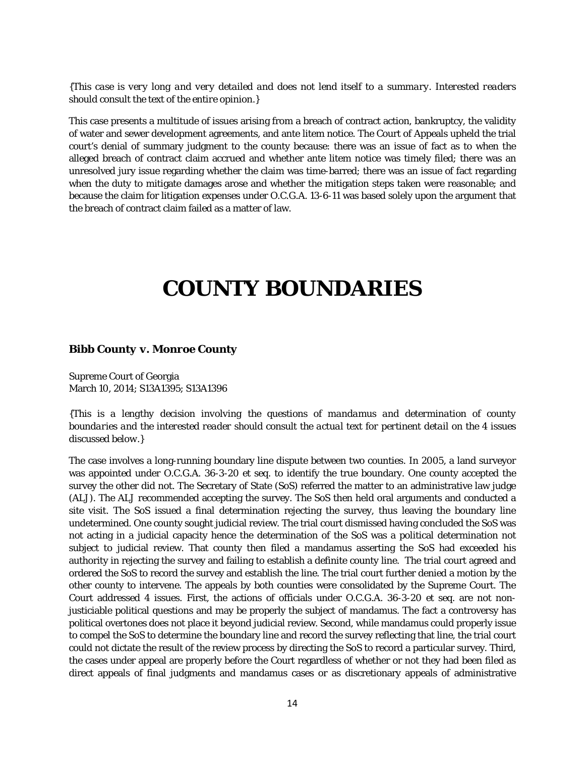*{This case is very long and very detailed and does not lend itself to a summary. Interested readers should consult the text of the entire opinion.}*

This case presents a multitude of issues arising from a breach of contract action, bankruptcy, the validity of water and sewer development agreements, and ante litem notice. The Court of Appeals upheld the trial court's denial of summary judgment to the county because: there was an issue of fact as to when the alleged breach of contract claim accrued and whether ante litem notice was timely filed; there was an unresolved jury issue regarding whether the claim was time-barred; there was an issue of fact regarding when the duty to mitigate damages arose and whether the mitigation steps taken were reasonable; and because the claim for litigation expenses under O.C.G.A. 13-6-11 was based solely upon the argument that the breach of contract claim failed as a matter of law.

# COUNTY BOUNDARIES

### Bibb County v. Monroe County

Supreme Court of Georgia
March 10, 2014; S13A1395; S13A1396

*{This is a lengthy decision involving the questions of mandamus and determination of county boundaries and the interested reader should consult the actual text for pertinent detail on the 4 issues discussed below.}*

The case involves a long-running boundary line dispute between two counties. In 2005, a land surveyor was appointed under O.C.G.A. 36-3-20 et seq. to identify the true boundary. One county accepted the survey the other did not. The Secretary of State (SoS) referred the matter to an administrative law judge (ALJ). The ALJ recommended accepting the survey. The SoS then held oral arguments and conducted a site visit. The SoS issued a final determination rejecting the survey, thus leaving the boundary line undetermined. One county sought judicial review. The trial court dismissed having concluded the SoS was not acting in a judicial capacity hence the determination of the SoS was a political determination not subject to judicial review. That county then filed a mandamus asserting the SoS had exceeded his authority in rejecting the survey and failing to establish a definite county line. The trial court agreed and ordered the SoS to record the survey and establish the line. The trial court further denied a motion by the other county to intervene. The appeals by both counties were consolidated by the Supreme Court. The Court addressed 4 issues. First, the actions of officials under O.C.G.A. 36-3-20 et seq. are not non-justiciable political questions and may be properly the subject of mandamus. The fact a controversy has political overtones does not place it beyond judicial review. Second, while mandamus could properly issue to compel the SoS to determine the boundary line and record the survey reflecting that line, the trial court could not dictate the result of the review process by directing the SoS to record a particular survey. Third, the cases under appeal are properly before the Court regardless of whether or not they had been filed as direct appeals of final judgments and mandamus cases or as discretionary appeals of administrative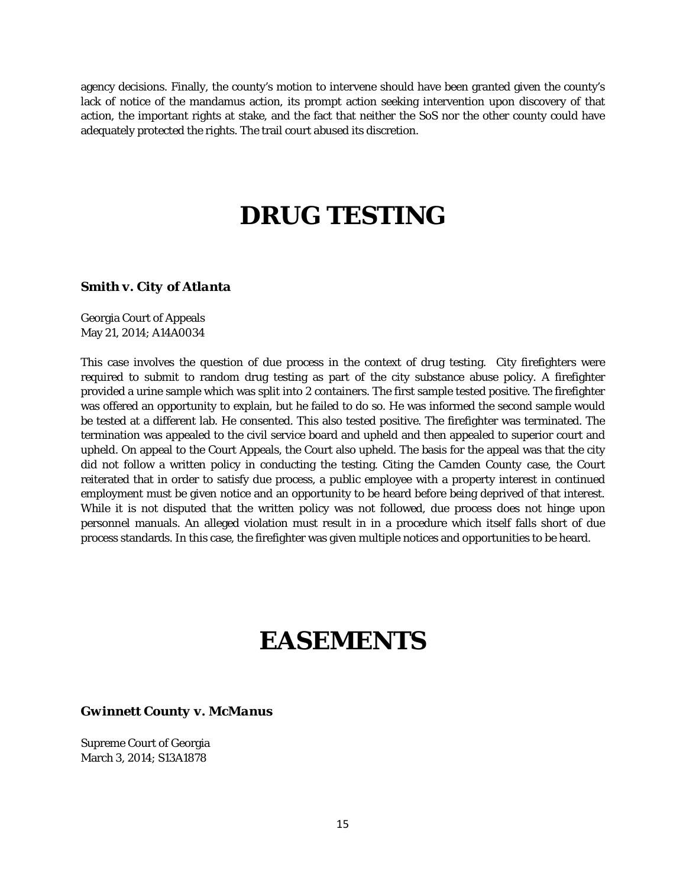agency decisions. Finally, the county's motion to intervene should have been granted given the county's lack of notice of the mandamus action, its prompt action seeking intervention upon discovery of that action, the important rights at stake, and the fact that neither the SoS nor the other county could have adequately protected the rights. The trail court abused its discretion.

# DRUG TESTING

### *Smith v. City of Atlanta*

Georgia Court of Appeals
May 21, 2014; A14A0034

This case involves the question of due process in the context of drug testing. City firefighters were required to submit to random drug testing as part of the city substance abuse policy. A firefighter provided a urine sample which was split into 2 containers. The first sample tested positive. The firefighter was offered an opportunity to explain, but he failed to do so. He was informed the second sample would be tested at a different lab. He consented. This also tested positive. The firefighter was terminated. The termination was appealed to the civil service board and upheld and then appealed to superior court and upheld. On appeal to the Court Appeals, the Court also upheld. The basis for the appeal was that the city did not follow a written policy in conducting the testing. Citing the *Camden County* case, the Court reiterated that in order to satisfy due process, a public employee with a property interest in continued employment must be given notice and an opportunity to be heard before being deprived of that interest. While it is not disputed that the written policy was not followed, due process does not hinge upon personnel manuals. An alleged violation must result in in a procedure which itself falls short of due process standards. In this case, the firefighter was given multiple notices and opportunities to be heard.

# EASEMENTS

### *Gwinnett County v. McManus*

Supreme Court of Georgia
March 3, 2014; S13A1878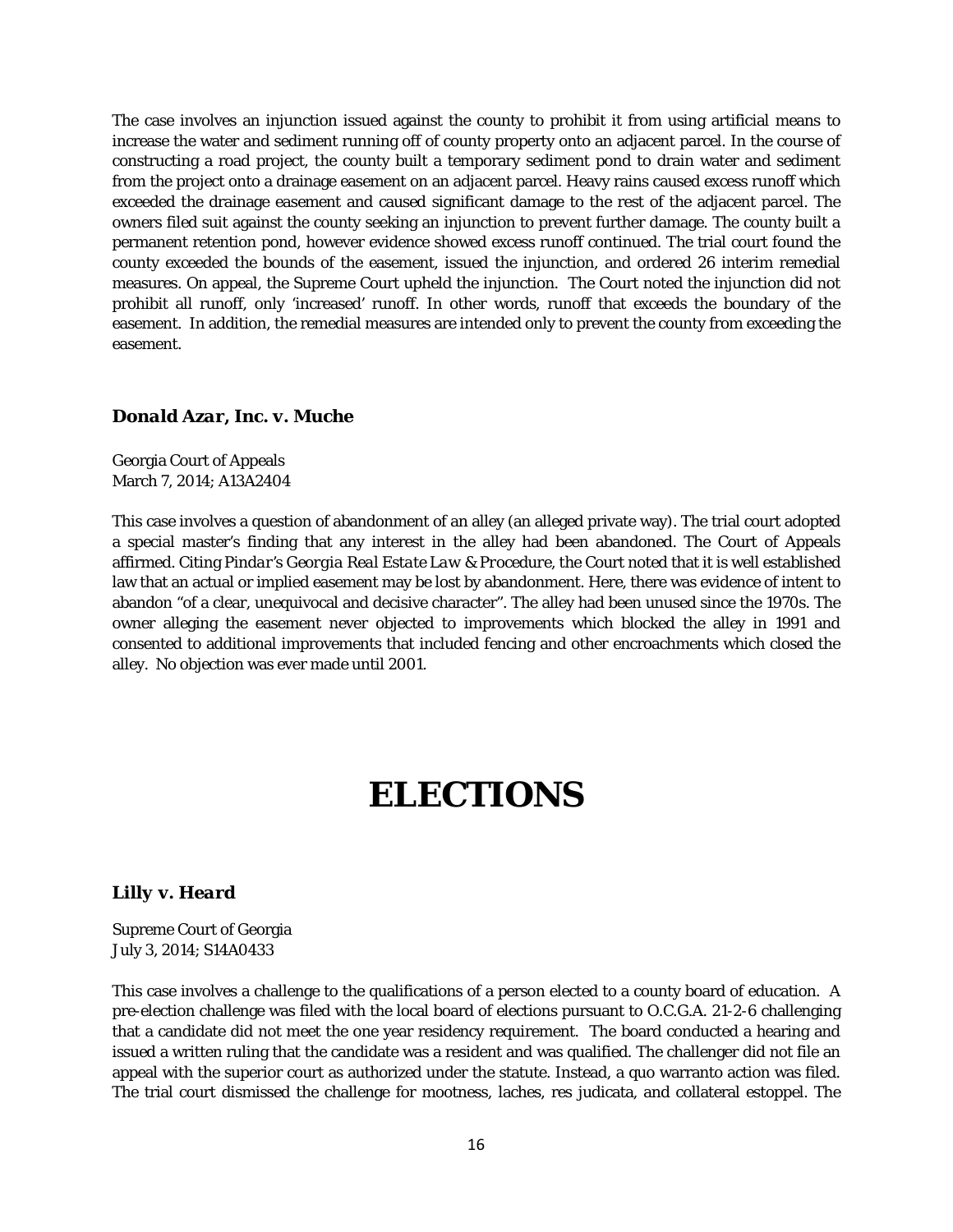The case involves an injunction issued against the county to prohibit it from using artificial means to increase the water and sediment running off of county property onto an adjacent parcel. In the course of constructing a road project, the county built a temporary sediment pond to drain water and sediment from the project onto a drainage easement on an adjacent parcel. Heavy rains caused excess runoff which exceeded the drainage easement and caused significant damage to the rest of the adjacent parcel. The owners filed suit against the county seeking an injunction to prevent further damage. The county built a permanent retention pond, however evidence showed excess runoff continued. The trial court found the county exceeded the bounds of the easement, issued the injunction, and ordered 26 interim remedial measures. On appeal, the Supreme Court upheld the injunction. The Court noted the injunction did not prohibit all runoff, only 'increased' runoff. In other words, runoff that exceeds the boundary of the easement. In addition, the remedial measures are intended only to prevent the county from exceeding the easement.

### *Donald Azar, Inc. v. Muche*

Georgia Court of Appeals
March 7, 2014; A13A2404

This case involves a question of abandonment of an alley (an alleged private way). The trial court adopted a special master's finding that any interest in the alley had been abandoned. The Court of Appeals affirmed. Citing *Pindar's Georgia Real Estate Law & Procedure*, the Court noted that it is well established law that an actual or implied easement may be lost by abandonment. Here, there was evidence of intent to abandon "of a clear, unequivocal and decisive character". The alley had been unused since the 1970s. The owner alleging the easement never objected to improvements which blocked the alley in 1991 and consented to additional improvements that included fencing and other encroachments which closed the alley. No objection was ever made until 2001.

# ELECTIONS

### *Lilly v. Heard*

Supreme Court of Georgia
July 3, 2014; S14A0433

This case involves a challenge to the qualifications of a person elected to a county board of education. A pre-election challenge was filed with the local board of elections pursuant to O.C.G.A. 21-2-6 challenging that a candidate did not meet the one year residency requirement. The board conducted a hearing and issued a written ruling that the candidate was a resident and was qualified. The challenger did not file an appeal with the superior court as authorized under the statute. Instead, a quo warranto action was filed. The trial court dismissed the challenge for mootness, laches, res judicata, and collateral estoppel. The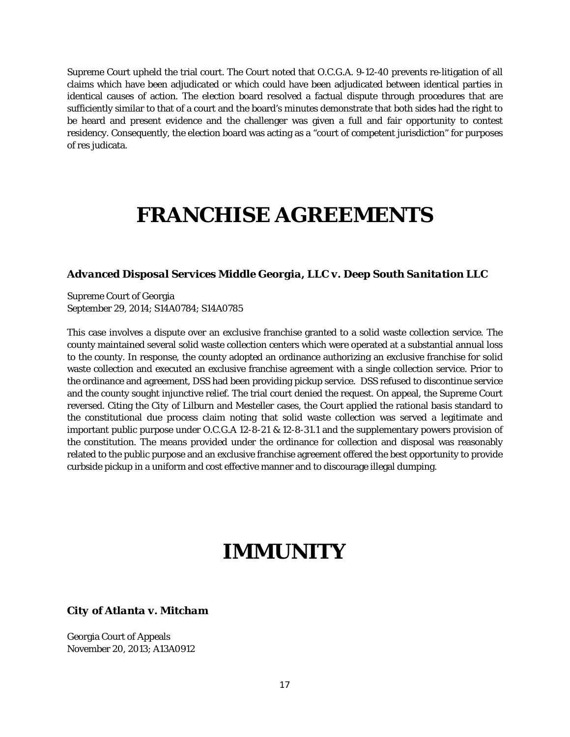Supreme Court upheld the trial court. The Court noted that O.C.G.A. 9-12-40 prevents re-litigation of all claims which have been adjudicated or which could have been adjudicated between identical parties in identical causes of action. The election board resolved a factual dispute through procedures that are sufficiently similar to that of a court and the board's minutes demonstrate that both sides had the right to be heard and present evidence and the challenger was given a full and fair opportunity to contest residency. Consequently, the election board was acting as a "court of competent jurisdiction" for purposes of res judicata.

# FRANCHISE AGREEMENTS

### *Advanced Disposal Services Middle Georgia, LLC v. Deep South Sanitation LLC*

Supreme Court of Georgia
September 29, 2014; S14A0784; S14A0785

This case involves a dispute over an exclusive franchise granted to a solid waste collection service. The county maintained several solid waste collection centers which were operated at a substantial annual loss to the county. In response, the county adopted an ordinance authorizing an exclusive franchise for solid waste collection and executed an exclusive franchise agreement with a single collection service. Prior to the ordinance and agreement, DSS had been providing pickup service. DSS refused to discontinue service and the county sought injunctive relief. The trial court denied the request. On appeal, the Supreme Court reversed. Citing the City of Lilburn and Mesteller cases, the Court applied the rational basis standard to the constitutional due process claim noting that solid waste collection was served a legitimate and important public purpose under O.C.G.A 12-8-21 & 12-8-31.1 and the supplementary powers provision of the constitution. The means provided under the ordinance for collection and disposal was reasonably related to the public purpose and an exclusive franchise agreement offered the best opportunity to provide curbside pickup in a uniform and cost effective manner and to discourage illegal dumping.

# IMMUNITY

### *City of Atlanta v. Mitcham*

Georgia Court of Appeals
November 20, 2013; A13A0912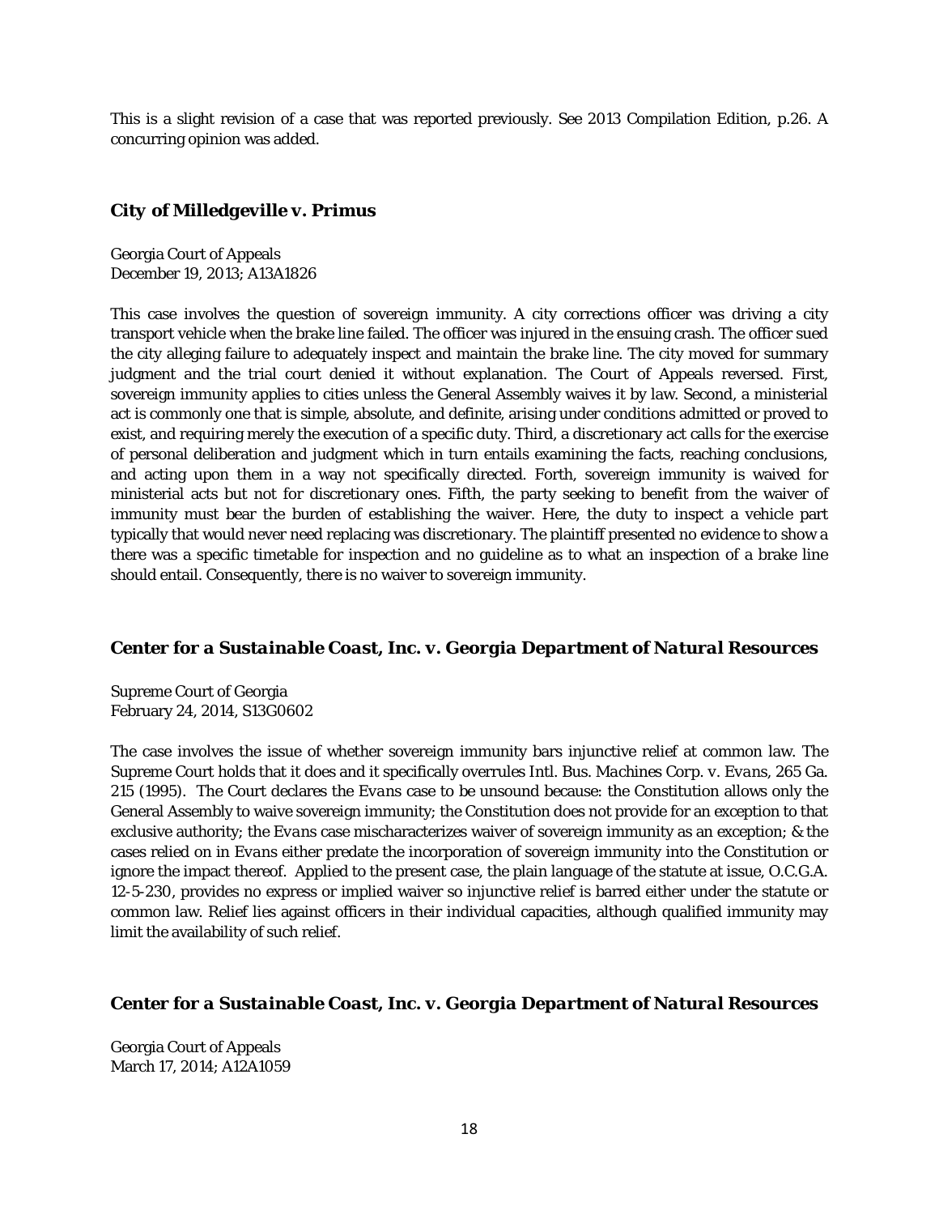This is a slight revision of a case that was reported previously. See 2013 Compilation Edition, p.26. A concurring opinion was added.

### *City of Milledgeville v. Primus*

Georgia Court of Appeals
December 19, 2013; A13A1826

This case involves the question of sovereign immunity. A city corrections officer was driving a city transport vehicle when the brake line failed. The officer was injured in the ensuing crash. The officer sued the city alleging failure to adequately inspect and maintain the brake line. The city moved for summary judgment and the trial court denied it without explanation. The Court of Appeals reversed. First, sovereign immunity applies to cities unless the General Assembly waives it by law. Second, a ministerial act is commonly one that is simple, absolute, and definite, arising under conditions admitted or proved to exist, and requiring merely the execution of a specific duty. Third, a discretionary act calls for the exercise of personal deliberation and judgment which in turn entails examining the facts, reaching conclusions, and acting upon them in a way not specifically directed. Forth, sovereign immunity is waived for ministerial acts but not for discretionary ones. Fifth, the party seeking to benefit from the waiver of immunity must bear the burden of establishing the waiver. Here, the duty to inspect a vehicle part typically that would never need replacing was discretionary. The plaintiff presented no evidence to show a there was a specific timetable for inspection and no guideline as to what an inspection of a brake line should entail. Consequently, there is no waiver to sovereign immunity.

### *Center for a Sustainable Coast, Inc. v. Georgia Department of Natural Resources*

Supreme Court of Georgia
February 24, 2014, S13G0602

The case involves the issue of whether sovereign immunity bars injunctive relief at common law. The Supreme Court holds that it does and it specifically overrules *Intl. Bus. Machines Corp. v. Evans*, 265 Ga. 215 (1995). The Court declares the *Evans* case to be unsound because: the Constitution allows only the General Assembly to waive sovereign immunity; the Constitution does not provide for an exception to that exclusive authority; the *Evans* case mischaracterizes waiver of sovereign immunity as an exception; & the cases relied on in *Evans* either predate the incorporation of sovereign immunity into the Constitution or ignore the impact thereof. Applied to the present case, the plain language of the statute at issue, O.C.G.A. 12-5-230, provides no express or implied waiver so injunctive relief is barred either under the statute or common law. Relief lies against officers in their individual capacities, although qualified immunity may limit the availability of such relief.

### *Center for a Sustainable Coast, Inc. v. Georgia Department of Natural Resources*

Georgia Court of Appeals
March 17, 2014; A12A1059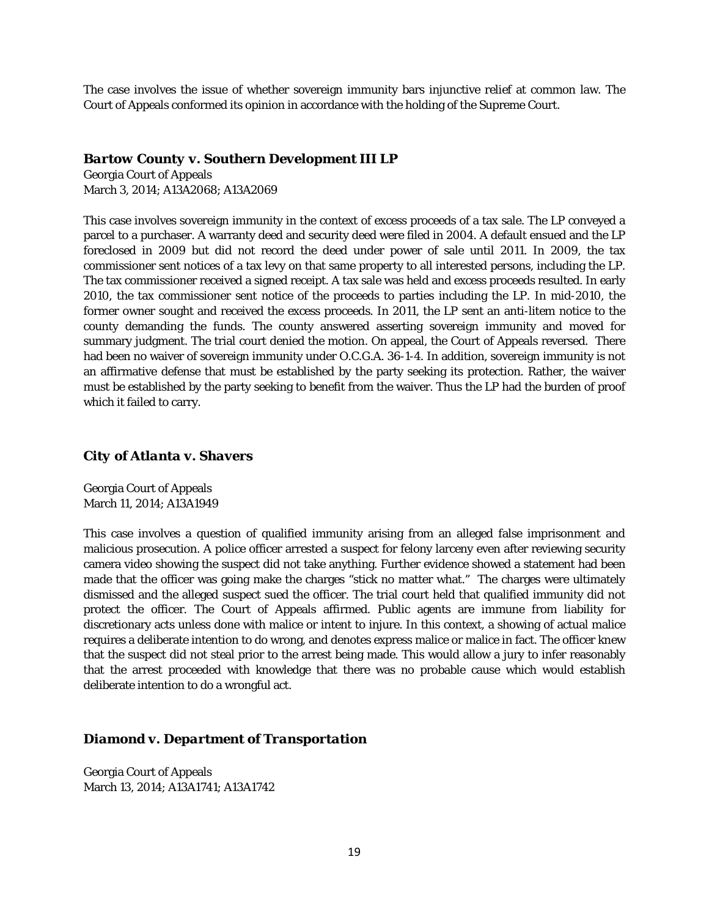The case involves the issue of whether sovereign immunity bars injunctive relief at common law. The Court of Appeals conformed its opinion in accordance with the holding of the Supreme Court.

### *Bartow County v. Southern Development III LP*

Georgia Court of Appeals
March 3, 2014; A13A2068; A13A2069

This case involves sovereign immunity in the context of excess proceeds of a tax sale. The LP conveyed a parcel to a purchaser. A warranty deed and security deed were filed in 2004. A default ensued and the LP foreclosed in 2009 but did not record the deed under power of sale until 2011. In 2009, the tax commissioner sent notices of a tax levy on that same property to all interested persons, including the LP. The tax commissioner received a signed receipt. A tax sale was held and excess proceeds resulted. In early 2010, the tax commissioner sent notice of the proceeds to parties including the LP. In mid-2010, the former owner sought and received the excess proceeds. In 2011, the LP sent an anti-litem notice to the county demanding the funds. The county answered asserting sovereign immunity and moved for summary judgment. The trial court denied the motion. On appeal, the Court of Appeals reversed. There had been no waiver of sovereign immunity under O.C.G.A. 36-1-4. In addition, sovereign immunity is not an affirmative defense that must be established by the party seeking its protection. Rather, the waiver must be established by the party seeking to benefit from the waiver. Thus the LP had the burden of proof which it failed to carry.

### *City of Atlanta v. Shavers*

Georgia Court of Appeals
March 11, 2014; A13A1949

This case involves a question of qualified immunity arising from an alleged false imprisonment and malicious prosecution. A police officer arrested a suspect for felony larceny even after reviewing security camera video showing the suspect did not take anything. Further evidence showed a statement had been made that the officer was going make the charges "stick no matter what." The charges were ultimately dismissed and the alleged suspect sued the officer. The trial court held that qualified immunity did not protect the officer. The Court of Appeals affirmed. Public agents are immune from liability for discretionary acts unless done with malice or intent to injure. In this context, a showing of actual malice requires a deliberate intention to do wrong, and denotes express malice or malice in fact. The officer knew that the suspect did not steal prior to the arrest being made. This would allow a jury to infer reasonably that the arrest proceeded with knowledge that there was no probable cause which would establish deliberate intention to do a wrongful act.

### *Diamond v. Department of Transportation*

Georgia Court of Appeals
March 13, 2014; A13A1741; A13A1742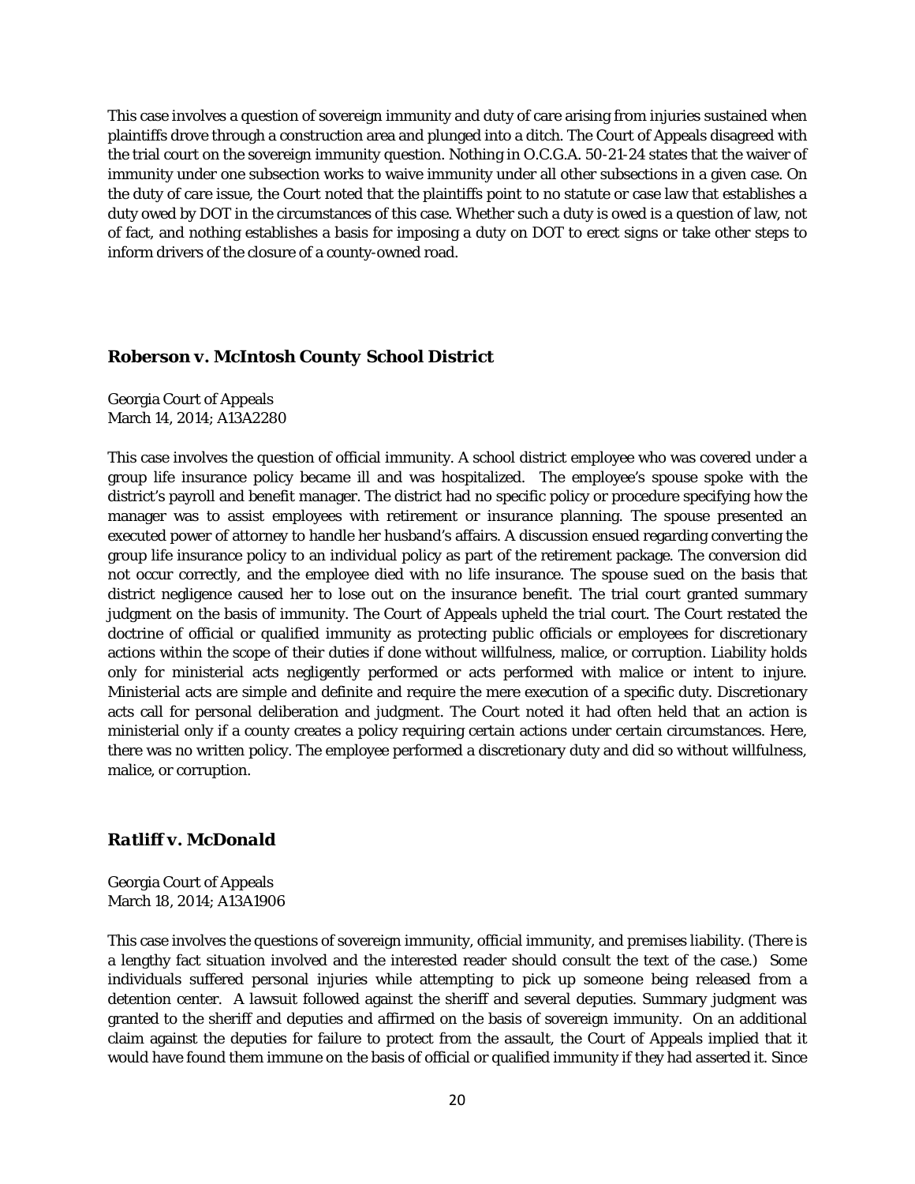This case involves a question of sovereign immunity and duty of care arising from injuries sustained when plaintiffs drove through a construction area and plunged into a ditch. The Court of Appeals disagreed with the trial court on the sovereign immunity question. Nothing in O.C.G.A. 50-21-24 states that the waiver of immunity under one subsection works to waive immunity under all other subsections in a given case. On the duty of care issue, the Court noted that the plaintiffs point to no statute or case law that establishes a duty owed by DOT in the circumstances of this case. Whether such a duty is owed is a question of law, not of fact, and nothing establishes a basis for imposing a duty on DOT to erect signs or take other steps to inform drivers of the closure of a county-owned road.

### Roberson v. McIntosh County School District

Georgia Court of Appeals
March 14, 2014; A13A2280

This case involves the question of official immunity. A school district employee who was covered under a group life insurance policy became ill and was hospitalized. The employee's spouse spoke with the district's payroll and benefit manager. The district had no specific policy or procedure specifying how the manager was to assist employees with retirement or insurance planning. The spouse presented an executed power of attorney to handle her husband's affairs. A discussion ensued regarding converting the group life insurance policy to an individual policy as part of the retirement package. The conversion did not occur correctly, and the employee died with no life insurance. The spouse sued on the basis that district negligence caused her to lose out on the insurance benefit. The trial court granted summary judgment on the basis of immunity. The Court of Appeals upheld the trial court. The Court restated the doctrine of official or qualified immunity as protecting public officials or employees for discretionary actions within the scope of their duties if done without willfulness, malice, or corruption. Liability holds only for ministerial acts negligently performed or acts performed with malice or intent to injure. Ministerial acts are simple and definite and require the mere execution of a specific duty. Discretionary acts call for personal deliberation and judgment. The Court noted it had often held that an action is ministerial only if a county creates a policy requiring certain actions under certain circumstances. Here, there was no written policy. The employee performed a discretionary duty and did so without willfulness, malice, or corruption.

### Ratliff v. McDonald

Georgia Court of Appeals
March 18, 2014; A13A1906

This case involves the questions of sovereign immunity, official immunity, and premises liability. (There is a lengthy fact situation involved and the interested reader should consult the text of the case.) Some individuals suffered personal injuries while attempting to pick up someone being released from a detention center. A lawsuit followed against the sheriff and several deputies. Summary judgment was granted to the sheriff and deputies and affirmed on the basis of sovereign immunity. On an additional claim against the deputies for failure to protect from the assault, the Court of Appeals implied that it would have found them immune on the basis of official or qualified immunity if they had asserted it. Since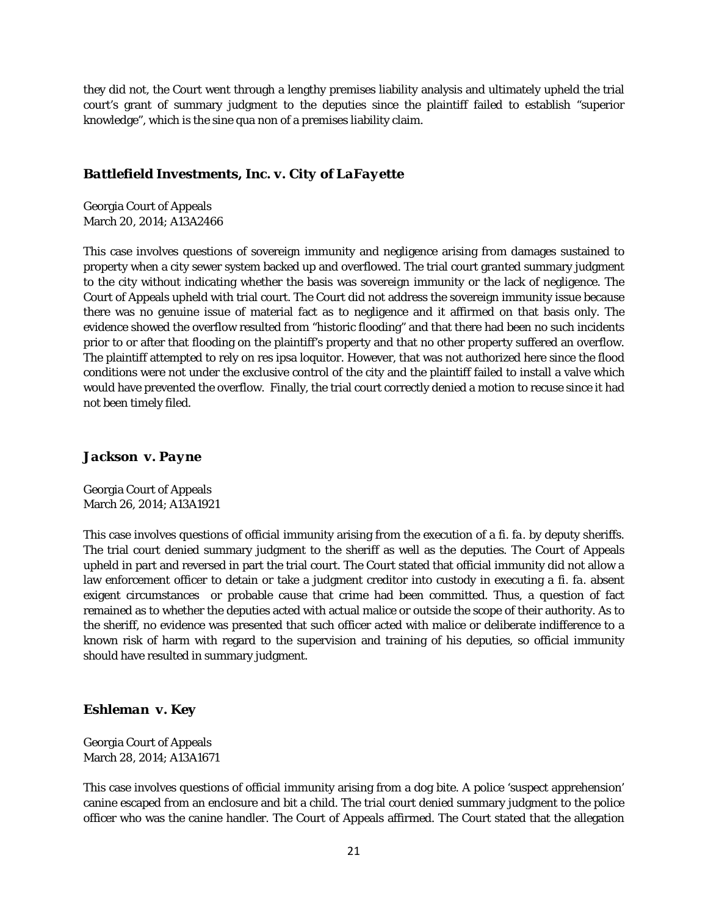they did not, the Court went through a lengthy premises liability analysis and ultimately upheld the trial court's grant of summary judgment to the deputies since the plaintiff failed to establish "superior knowledge", which is the sine qua non of a premises liability claim.

### *Battlefield Investments, Inc. v. City of LaFayette*

Georgia Court of Appeals
March 20, 2014; A13A2466

This case involves questions of sovereign immunity and negligence arising from damages sustained to property when a city sewer system backed up and overflowed. The trial court granted summary judgment to the city without indicating whether the basis was sovereign immunity or the lack of negligence. The Court of Appeals upheld with trial court. The Court did not address the sovereign immunity issue because there was no genuine issue of material fact as to negligence and it affirmed on that basis only. The evidence showed the overflow resulted from "historic flooding" and that there had been no such incidents prior to or after that flooding on the plaintiff's property and that no other property suffered an overflow. The plaintiff attempted to rely on res ipsa loquitor. However, that was not authorized here since the flood conditions were not under the exclusive control of the city and the plaintiff failed to install a valve which would have prevented the overflow. Finally, the trial court correctly denied a motion to recuse since it had not been timely filed.

### *Jackson v. Payne*

Georgia Court of Appeals
March 26, 2014; A13A1921

This case involves questions of official immunity arising from the execution of a *fi. fa.* by deputy sheriffs. The trial court denied summary judgment to the sheriff as well as the deputies. The Court of Appeals upheld in part and reversed in part the trial court. The Court stated that official immunity did not allow a law enforcement officer to detain or take a judgment creditor into custody in executing a *fi. fa.* absent exigent circumstances or probable cause that crime had been committed. Thus, a question of fact remained as to whether the deputies acted with actual malice or outside the scope of their authority. As to the sheriff, no evidence was presented that such officer acted with malice or deliberate indifference to a known risk of harm with regard to the supervision and training of his deputies, so official immunity should have resulted in summary judgment.

### *Eshleman v. Key*

Georgia Court of Appeals
March 28, 2014; A13A1671

This case involves questions of official immunity arising from a dog bite. A police 'suspect apprehension' canine escaped from an enclosure and bit a child. The trial court denied summary judgment to the police officer who was the canine handler. The Court of Appeals affirmed. The Court stated that the allegation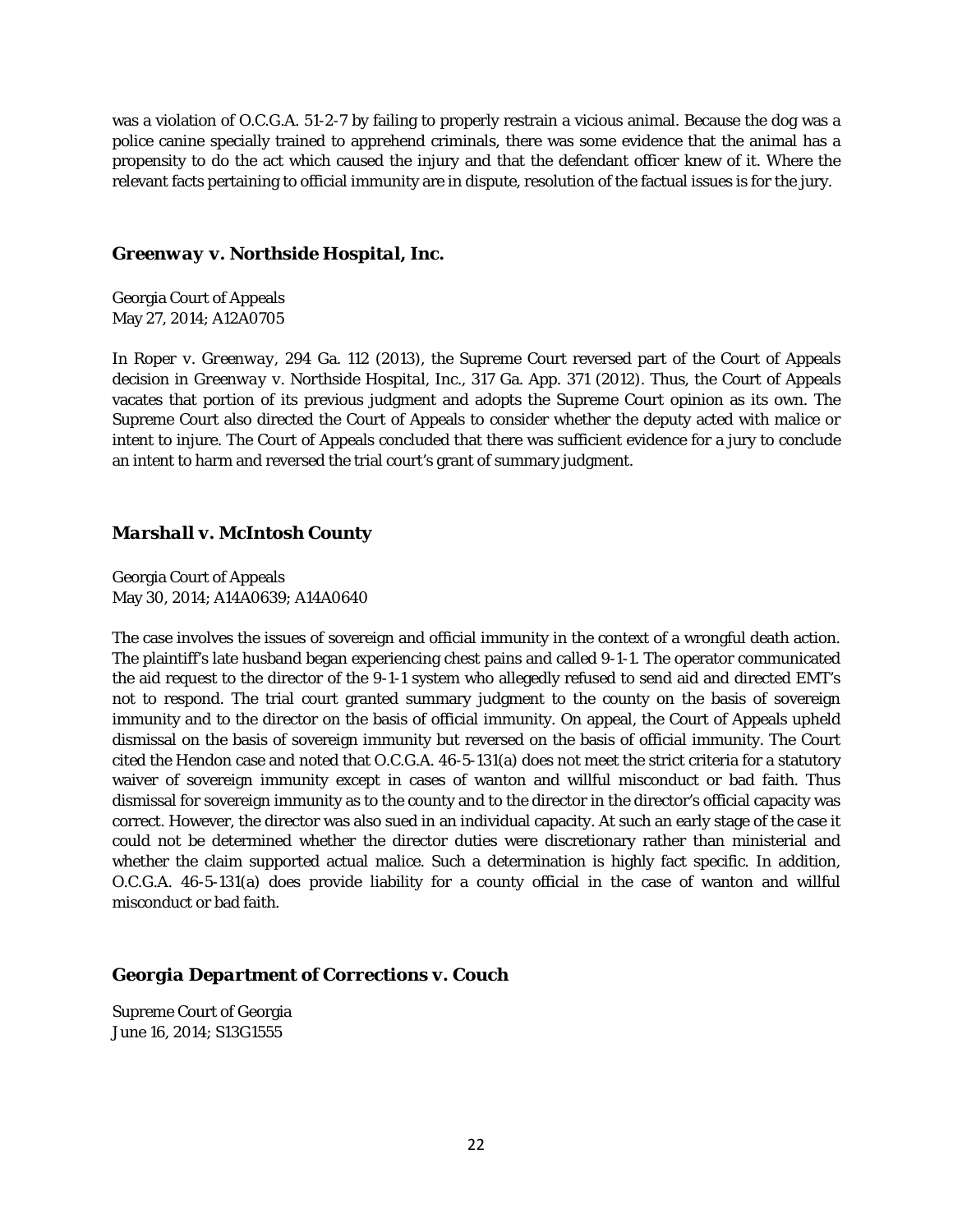was a violation of O.C.G.A. 51-2-7 by failing to properly restrain a vicious animal. Because the dog was a police canine specially trained to apprehend criminals, there was some evidence that the animal has a propensity to do the act which caused the injury and that the defendant officer knew of it. Where the relevant facts pertaining to official immunity are in dispute, resolution of the factual issues is for the jury.

### *Greenway v. Northside Hospital, Inc.*

Georgia Court of Appeals
May 27, 2014; A12A0705

In *Roper v. Greenway*, 294 Ga. 112 (2013), the Supreme Court reversed part of the Court of Appeals decision in *Greenway v. Northside Hospital, Inc.*, 317 Ga. App. 371 (2012). Thus, the Court of Appeals vacates that portion of its previous judgment and adopts the Supreme Court opinion as its own. The Supreme Court also directed the Court of Appeals to consider whether the deputy acted with malice or intent to injure. The Court of Appeals concluded that there was sufficient evidence for a jury to conclude an intent to harm and reversed the trial court's grant of summary judgment.

### *Marshall v. McIntosh County*

Georgia Court of Appeals
May 30, 2014; A14A0639; A14A0640

The case involves the issues of sovereign and official immunity in the context of a wrongful death action. The plaintiff's late husband began experiencing chest pains and called 9-1-1. The operator communicated the aid request to the director of the 9-1-1 system who allegedly refused to send aid and directed EMT's not to respond. The trial court granted summary judgment to the county on the basis of sovereign immunity and to the director on the basis of official immunity. On appeal, the Court of Appeals upheld dismissal on the basis of sovereign immunity but reversed on the basis of official immunity. The Court cited the Hendon case and noted that O.C.G.A. 46-5-131(a) does not meet the strict criteria for a statutory waiver of sovereign immunity except in cases of wanton and willful misconduct or bad faith. Thus dismissal for sovereign immunity as to the county and to the director in the director's official capacity was correct. However, the director was also sued in an individual capacity. At such an early stage of the case it could not be determined whether the director duties were discretionary rather than ministerial and whether the claim supported actual malice. Such a determination is highly fact specific. In addition, O.C.G.A. 46-5-131(a) does provide liability for a county official in the case of wanton and willful misconduct or bad faith.

### *Georgia Department of Corrections v. Couch*

Supreme Court of Georgia
June 16, 2014; S13G1555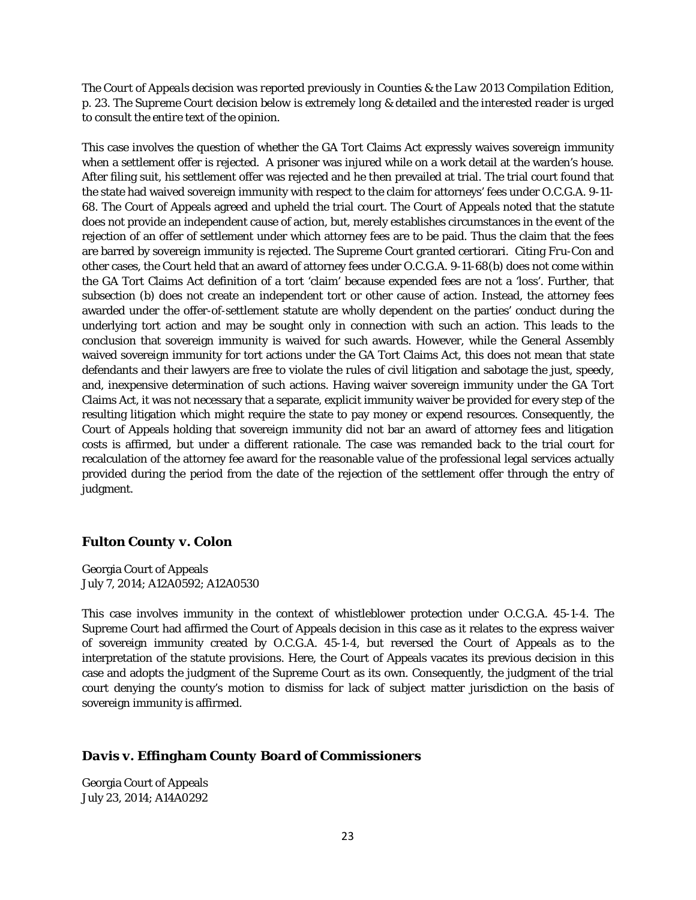*The Court of Appeals decision was reported previously in Counties & the Law 2013 Compilation Edition, p. 23. The Supreme Court decision below is extremely long & detailed and the interested reader is urged to consult the entire text of the opinion.*

This case involves the question of whether the GA Tort Claims Act expressly waives sovereign immunity when a settlement offer is rejected. A prisoner was injured while on a work detail at the warden's house. After filing suit, his settlement offer was rejected and he then prevailed at trial. The trial court found that the state had waived sovereign immunity with respect to the claim for attorneys' fees under O.C.G.A. 9-11-68. The Court of Appeals agreed and upheld the trial court. The Court of Appeals noted that the statute does not provide an independent cause of action, but, merely establishes circumstances in the event of the rejection of an offer of settlement under which attorney fees are to be paid. Thus the claim that the fees are barred by sovereign immunity is rejected. The Supreme Court granted certiorari. Citing *Fru-Con* and other cases, the Court held that an award of attorney fees under O.C.G.A. 9-11-68(b) does not come within the GA Tort Claims Act definition of a tort 'claim' because expended fees are not a 'loss'. Further, that subsection (b) does not create an independent tort or other cause of action. Instead, the attorney fees awarded under the offer-of-settlement statute are wholly dependent on the parties' conduct during the underlying tort action and may be sought only in connection with such an action. This leads to the conclusion that sovereign immunity is waived for such awards. However, while the General Assembly waived sovereign immunity for tort actions under the GA Tort Claims Act, this does not mean that state defendants and their lawyers are free to violate the rules of civil litigation and sabotage the just, speedy, and, inexpensive determination of such actions. Having waiver sovereign immunity under the GA Tort Claims Act, it was not necessary that a separate, explicit immunity waiver be provided for every step of the resulting litigation which might require the state to pay money or expend resources. Consequently, the Court of Appeals holding that sovereign immunity did not bar an award of attorney fees and litigation costs is affirmed, but under a different rationale. The case was remanded back to the trial court for recalculation of the attorney fee award for the reasonable value of the professional legal services actually provided during the period from the date of the rejection of the settlement offer through the entry of judgment.

### Fulton County v. Colon

Georgia Court of Appeals
July 7, 2014; A12A0592; A12A0530

This case involves immunity in the context of whistleblower protection under O.C.G.A. 45-1-4. The Supreme Court had affirmed the Court of Appeals decision in this case as it relates to the express waiver of sovereign immunity created by O.C.G.A. 45-1-4, but reversed the Court of Appeals as to the interpretation of the statute provisions. Here, the Court of Appeals vacates its previous decision in this case and adopts the judgment of the Supreme Court as its own. Consequently, the judgment of the trial court denying the county's motion to dismiss for lack of subject matter jurisdiction on the basis of sovereign immunity is affirmed.

### *Davis v. Effingham County Board of Commissioners*

Georgia Court of Appeals
July 23, 2014; A14A0292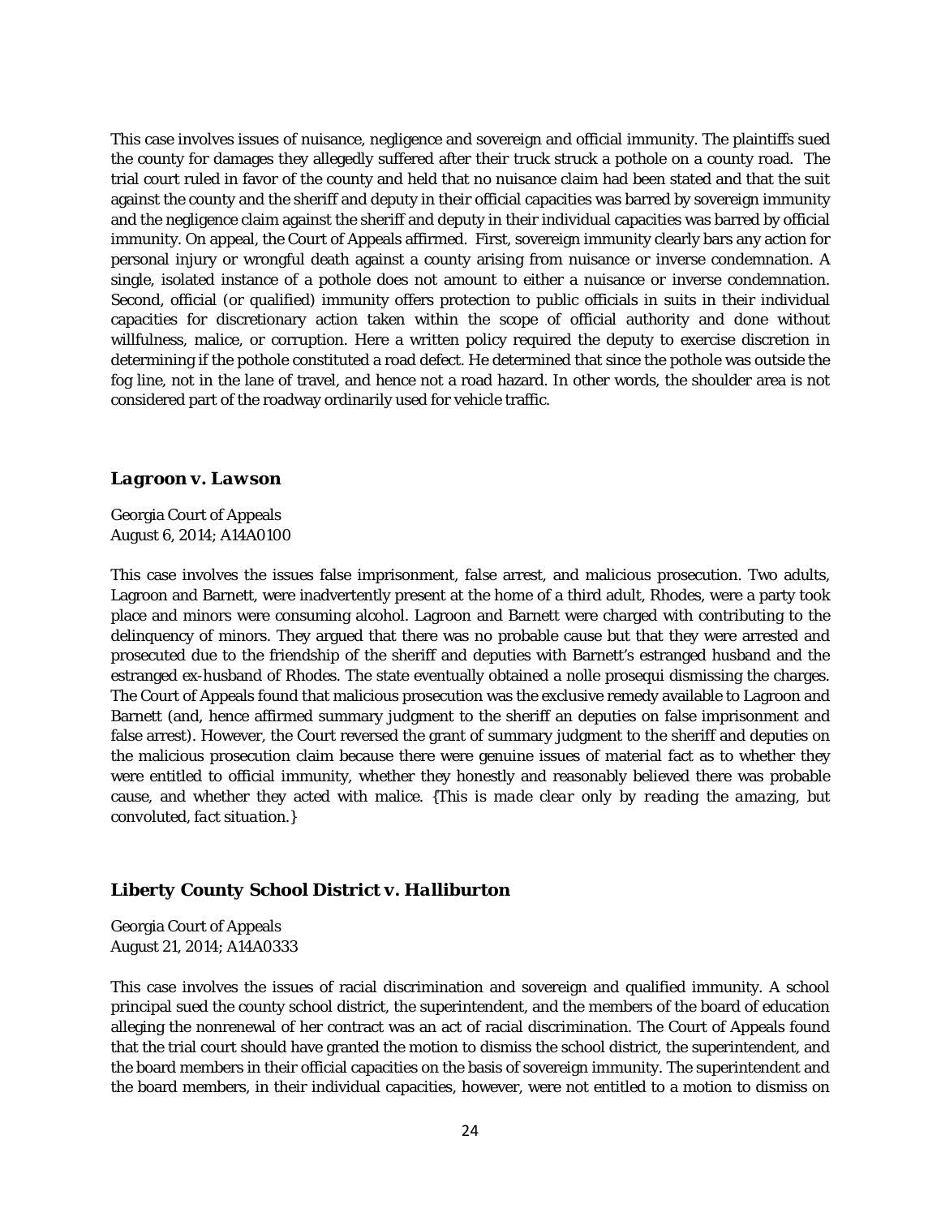This case involves issues of nuisance, negligence and sovereign and official immunity. The plaintiffs sued the county for damages they allegedly suffered after their truck struck a pothole on a county road. The trial court ruled in favor of the county and held that no nuisance claim had been stated and that the suit against the county and the sheriff and deputy in their official capacities was barred by sovereign immunity and the negligence claim against the sheriff and deputy in their individual capacities was barred by official immunity. On appeal, the Court of Appeals affirmed. First, sovereign immunity clearly bars any action for personal injury or wrongful death against a county arising from nuisance or inverse condemnation. A single, isolated instance of a pothole does not amount to either a nuisance or inverse condemnation. Second, official (or qualified) immunity offers protection to public officials in suits in their individual capacities for discretionary action taken within the scope of official authority and done without willfulness, malice, or corruption. Here a written policy required the deputy to exercise discretion in determining if the pothole constituted a road defect. He determined that since the pothole was outside the fog line, not in the lane of travel, and hence not a road hazard. In other words, the shoulder area is not considered part of the roadway ordinarily used for vehicle traffic.

### Lagroon v. Lawson

Georgia Court of Appeals
August 6, 2014; A14A0100

This case involves the issues false imprisonment, false arrest, and malicious prosecution. Two adults, Lagroon and Barnett, were inadvertently present at the home of a third adult, Rhodes, were a party took place and minors were consuming alcohol. Lagroon and Barnett were charged with contributing to the delinquency of minors. They argued that there was no probable cause but that they were arrested and prosecuted due to the friendship of the sheriff and deputies with Barnett's estranged husband and the estranged ex-husband of Rhodes. The state eventually obtained a nolle prosequi dismissing the charges. The Court of Appeals found that malicious prosecution was the exclusive remedy available to Lagroon and Barnett (and, hence affirmed summary judgment to the sheriff an deputies on false imprisonment and false arrest). However, the Court reversed the grant of summary judgment to the sheriff and deputies on the malicious prosecution claim because there were genuine issues of material fact as to whether they were entitled to official immunity, whether they honestly and reasonably believed there was probable cause, and whether they acted with malice. *{This is made clear only by reading the amazing, but convoluted, fact situation.}*

### Liberty County School District v. Halliburton

Georgia Court of Appeals
August 21, 2014; A14A0333

This case involves the issues of racial discrimination and sovereign and qualified immunity. A school principal sued the county school district, the superintendent, and the members of the board of education alleging the nonrenewal of her contract was an act of racial discrimination. The Court of Appeals found that the trial court should have granted the motion to dismiss the school district, the superintendent, and the board members in their official capacities on the basis of sovereign immunity. The superintendent and the board members, in their individual capacities, however, were not entitled to a motion to dismiss on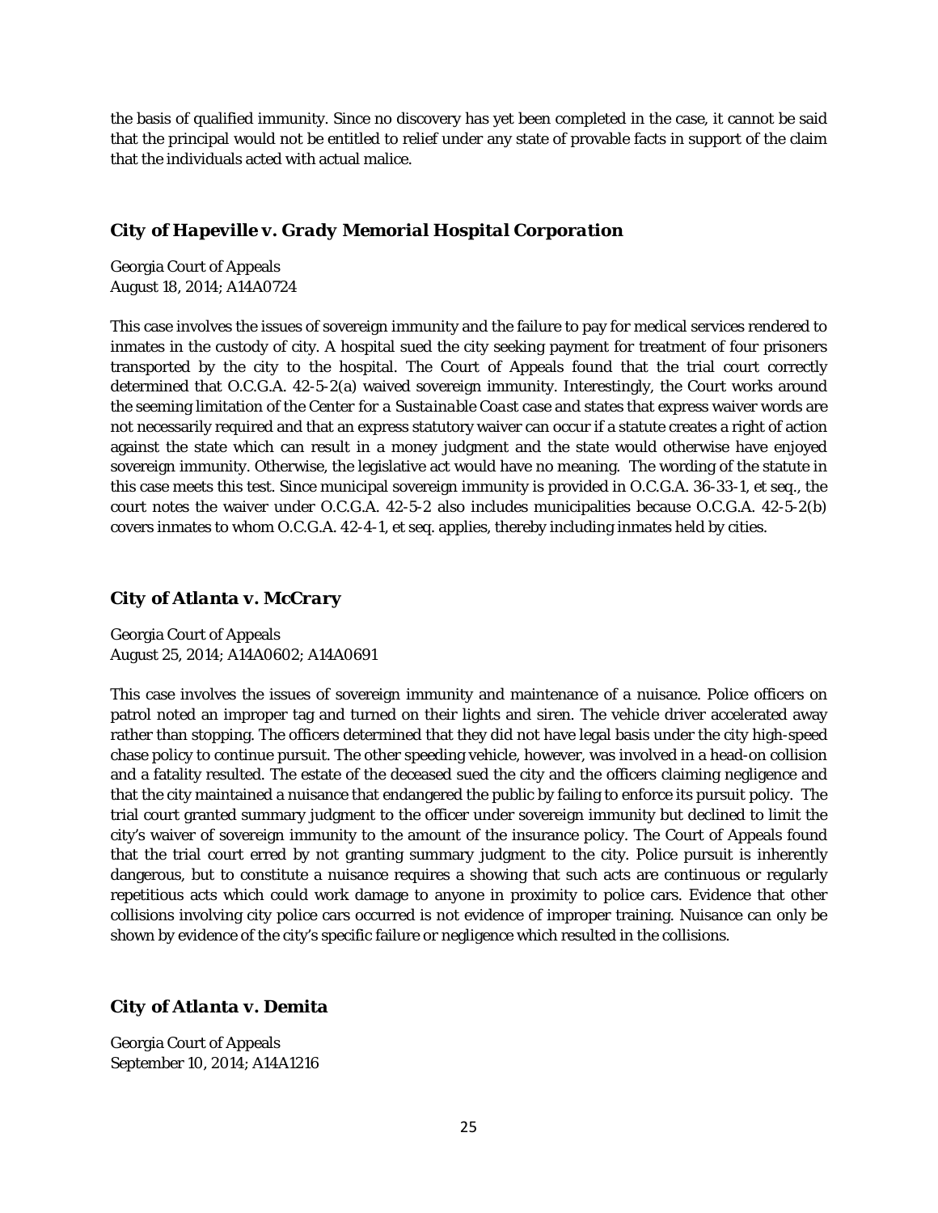the basis of qualified immunity. Since no discovery has yet been completed in the case, it cannot be said that the principal would not be entitled to relief under any state of provable facts in support of the claim that the individuals acted with actual malice.

### *City of Hapeville v. Grady Memorial Hospital Corporation*

Georgia Court of Appeals
August 18, 2014; A14A0724

This case involves the issues of sovereign immunity and the failure to pay for medical services rendered to inmates in the custody of city. A hospital sued the city seeking payment for treatment of four prisoners transported by the city to the hospital. The Court of Appeals found that the trial court correctly determined that O.C.G.A. 42-5-2(a) waived sovereign immunity. Interestingly, the Court works around the seeming limitation of the Center for a *Sustainable Coast* case and states that express waiver words are not necessarily required and that an express statutory waiver can occur if a statute creates a right of action against the state which can result in a money judgment and the state would otherwise have enjoyed sovereign immunity. Otherwise, the legislative act would have no meaning. The wording of the statute in this case meets this test. Since municipal sovereign immunity is provided in O.C.G.A. 36-33-1, et seq., the court notes the waiver under O.C.G.A. 42-5-2 also includes municipalities because O.C.G.A. 42-5-2(b) covers inmates to whom O.C.G.A. 42-4-1, et seq. applies, thereby including inmates held by cities.

### *City of Atlanta v. McCrary*

Georgia Court of Appeals
August 25, 2014; A14A0602; A14A0691

This case involves the issues of sovereign immunity and maintenance of a nuisance. Police officers on patrol noted an improper tag and turned on their lights and siren. The vehicle driver accelerated away rather than stopping. The officers determined that they did not have legal basis under the city high-speed chase policy to continue pursuit. The other speeding vehicle, however, was involved in a head-on collision and a fatality resulted. The estate of the deceased sued the city and the officers claiming negligence and that the city maintained a nuisance that endangered the public by failing to enforce its pursuit policy. The trial court granted summary judgment to the officer under sovereign immunity but declined to limit the city's waiver of sovereign immunity to the amount of the insurance policy. The Court of Appeals found that the trial court erred by not granting summary judgment to the city. Police pursuit is inherently dangerous, but to constitute a nuisance requires a showing that such acts are continuous or regularly repetitious acts which could work damage to anyone in proximity to police cars. Evidence that other collisions involving city police cars occurred is not evidence of improper training. Nuisance can only be shown by evidence of the city's specific failure or negligence which resulted in the collisions.

### *City of Atlanta v. Demita*

Georgia Court of Appeals
September 10, 2014; A14A1216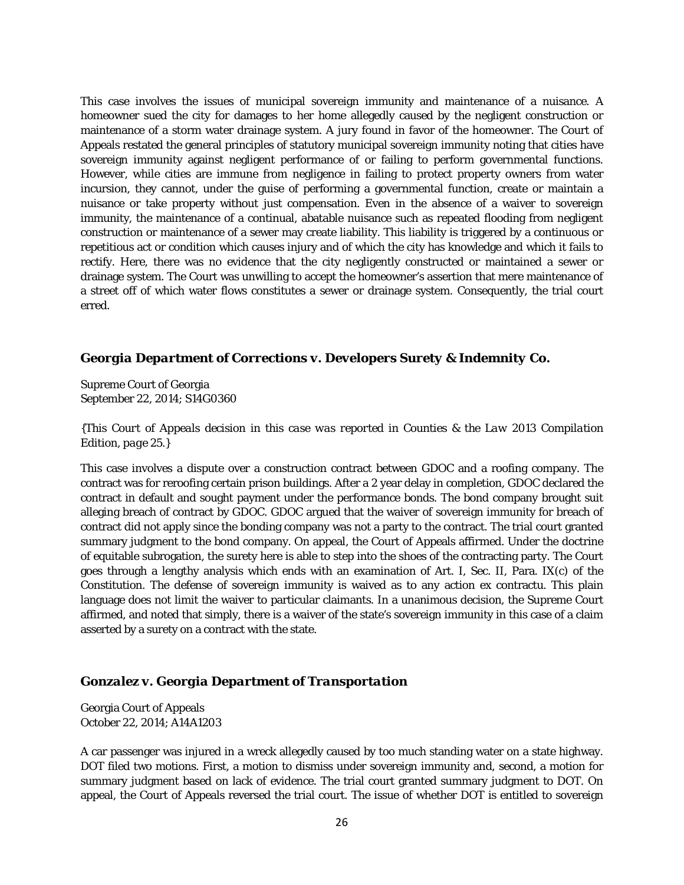This case involves the issues of municipal sovereign immunity and maintenance of a nuisance. A homeowner sued the city for damages to her home allegedly caused by the negligent construction or maintenance of a storm water drainage system. A jury found in favor of the homeowner. The Court of Appeals restated the general principles of statutory municipal sovereign immunity noting that cities have sovereign immunity against negligent performance of or failing to perform governmental functions. However, while cities are immune from negligence in failing to protect property owners from water incursion, they cannot, under the guise of performing a governmental function, create or maintain a nuisance or take property without just compensation. Even in the absence of a waiver to sovereign immunity, the maintenance of a continual, abatable nuisance such as repeated flooding from negligent construction or maintenance of a sewer may create liability. This liability is triggered by a continuous or repetitious act or condition which causes injury and of which the city has knowledge and which it fails to rectify. Here, there was no evidence that the city negligently constructed or maintained a sewer or drainage system. The Court was unwilling to accept the homeowner's assertion that mere maintenance of a street off of which water flows constitutes a sewer or drainage system. Consequently, the trial court erred.

### *Georgia Department of Corrections v. Developers Surety & Indemnity Co.*

Supreme Court of Georgia
September 22, 2014; S14G0360

*{This Court of Appeals decision in this case was reported in Counties & the Law 2013 Compilation Edition, page 25.}*

This case involves a dispute over a construction contract between GDOC and a roofing company. The contract was for reroofing certain prison buildings. After a 2 year delay in completion, GDOC declared the contract in default and sought payment under the performance bonds. The bond company brought suit alleging breach of contract by GDOC. GDOC argued that the waiver of sovereign immunity for breach of contract did not apply since the bonding company was not a party to the contract. The trial court granted summary judgment to the bond company. On appeal, the Court of Appeals affirmed. Under the doctrine of equitable subrogation, the surety here is able to step into the shoes of the contracting party. The Court goes through a lengthy analysis which ends with an examination of Art. I, Sec. II, Para. IX(c) of the Constitution. The defense of sovereign immunity is waived as to any action ex contractu. This plain language does not limit the waiver to particular claimants. In a unanimous decision, the Supreme Court affirmed, and noted that simply, there is a waiver of the state's sovereign immunity in this case of a claim asserted by a surety on a contract with the state.

### *Gonzalez v. Georgia Department of Transportation*

Georgia Court of Appeals
October 22, 2014; A14A1203

A car passenger was injured in a wreck allegedly caused by too much standing water on a state highway. DOT filed two motions. First, a motion to dismiss under sovereign immunity and, second, a motion for summary judgment based on lack of evidence. The trial court granted summary judgment to DOT. On appeal, the Court of Appeals reversed the trial court. The issue of whether DOT is entitled to sovereign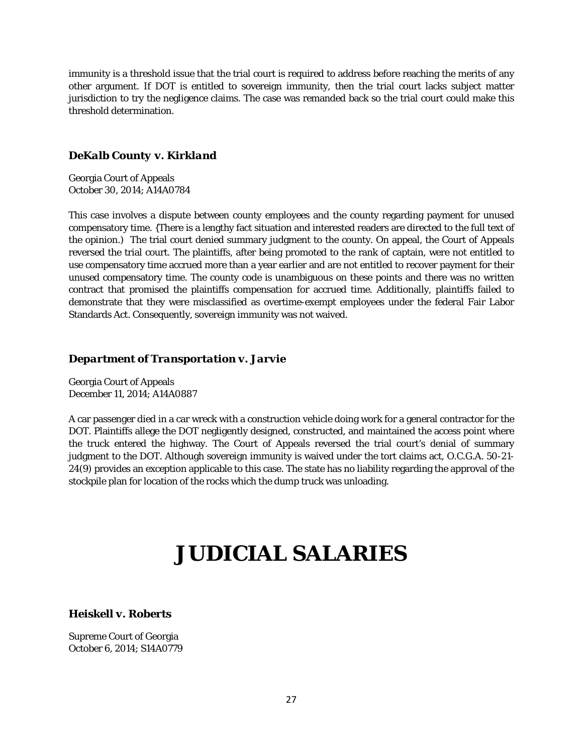immunity is a threshold issue that the trial court is required to address before reaching the merits of any other argument. If DOT is entitled to sovereign immunity, then the trial court lacks subject matter jurisdiction to try the negligence claims. The case was remanded back so the trial court could make this threshold determination.

### *DeKalb County v. Kirkland*

Georgia Court of Appeals
October 30, 2014; A14A0784

This case involves a dispute between county employees and the county regarding payment for unused compensatory time. {There is a lengthy fact situation and interested readers are directed to the full text of the opinion.) The trial court denied summary judgment to the county. On appeal, the Court of Appeals reversed the trial court. The plaintiffs, after being promoted to the rank of captain, were not entitled to use compensatory time accrued more than a year earlier and are not entitled to recover payment for their unused compensatory time. The county code is unambiguous on these points and there was no written contract that promised the plaintiffs compensation for accrued time. Additionally, plaintiffs failed to demonstrate that they were misclassified as overtime-exempt employees under the federal Fair Labor Standards Act. Consequently, sovereign immunity was not waived.

### *Department of Transportation v. Jarvie*

Georgia Court of Appeals
December 11, 2014; A14A0887

A car passenger died in a car wreck with a construction vehicle doing work for a general contractor for the DOT. Plaintiffs allege the DOT negligently designed, constructed, and maintained the access point where the truck entered the highway. The Court of Appeals reversed the trial court's denial of summary judgment to the DOT. Although sovereign immunity is waived under the tort claims act, O.C.G.A. 50-21-24(9) provides an exception applicable to this case. The state has no liability regarding the approval of the stockpile plan for location of the rocks which the dump truck was unloading.

# JUDICIAL SALARIES

### *Heiskell v. Roberts*

Supreme Court of Georgia
October 6, 2014; S14A0779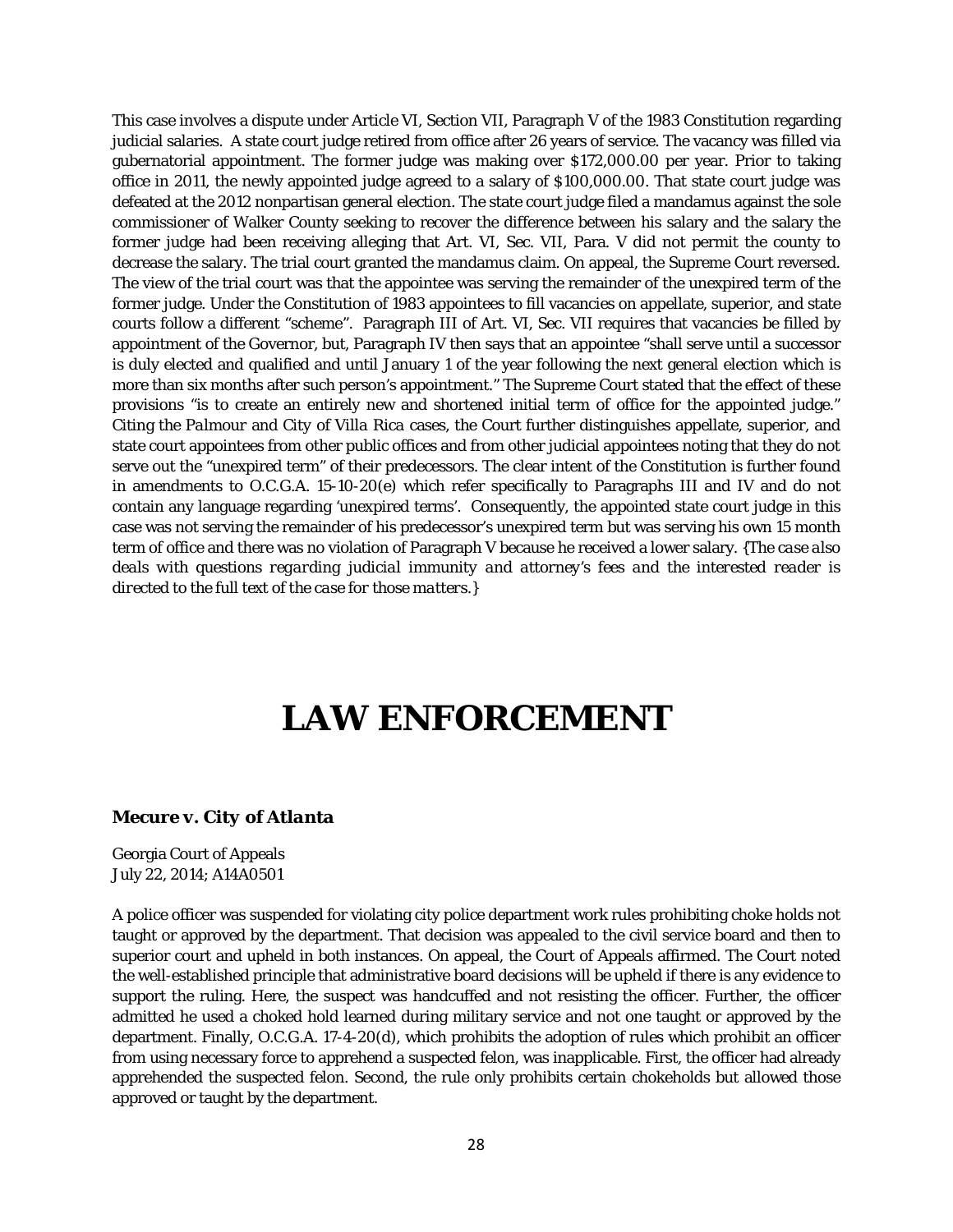This case involves a dispute under Article VI, Section VII, Paragraph V of the 1983 Constitution regarding judicial salaries. A state court judge retired from office after 26 years of service. The vacancy was filled via gubernatorial appointment. The former judge was making over $172,000.00 per year. Prior to taking office in 2011, the newly appointed judge agreed to a salary of $100,000.00. That state court judge was defeated at the 2012 nonpartisan general election. The state court judge filed a mandamus against the sole commissioner of Walker County seeking to recover the difference between his salary and the salary the former judge had been receiving alleging that Art. VI, Sec. VII, Para. V did not permit the county to decrease the salary. The trial court granted the mandamus claim. On appeal, the Supreme Court reversed. The view of the trial court was that the appointee was serving the remainder of the unexpired term of the former judge. Under the Constitution of 1983 appointees to fill vacancies on appellate, superior, and state courts follow a different "scheme". Paragraph III of Art. VI, Sec. VII requires that vacancies be filled by appointment of the Governor, but, Paragraph IV then says that an appointee "shall serve until a successor is duly elected and qualified and until January 1 of the year following the next general election which is more than six months after such person's appointment." The Supreme Court stated that the effect of these provisions "is to create an entirely new and shortened initial term of office for the appointed judge." Citing the *Palmour* and *City of Villa Rica* cases, the Court further distinguishes appellate, superior, and state court appointees from other public offices and from other judicial appointees noting that they do not serve out the "unexpired term" of their predecessors. The clear intent of the Constitution is further found in amendments to O.C.G.A. 15-10-20(e) which refer specifically to Paragraphs III and IV and do not contain any language regarding 'unexpired terms'. Consequently, the appointed state court judge in this case was not serving the remainder of his predecessor's unexpired term but was serving his own 15 month term of office and there was no violation of Paragraph V because he received a lower salary. {*The case also deals with questions regarding judicial immunity and attorney's fees and the interested reader is directed to the full text of the case for those matters.*}

# LAW ENFORCEMENT

### *Mecure v. City of Atlanta*

Georgia Court of Appeals
July 22, 2014; A14A0501

A police officer was suspended for violating city police department work rules prohibiting choke holds not taught or approved by the department. That decision was appealed to the civil service board and then to superior court and upheld in both instances. On appeal, the Court of Appeals affirmed. The Court noted the well-established principle that administrative board decisions will be upheld if there is any evidence to support the ruling. Here, the suspect was handcuffed and not resisting the officer. Further, the officer admitted he used a choked hold learned during military service and not one taught or approved by the department. Finally, O.C.G.A. 17-4-20(d), which prohibits the adoption of rules which prohibit an officer from using necessary force to apprehend a suspected felon, was inapplicable. First, the officer had already apprehended the suspected felon. Second, the rule only prohibits certain chokeholds but allowed those approved or taught by the department.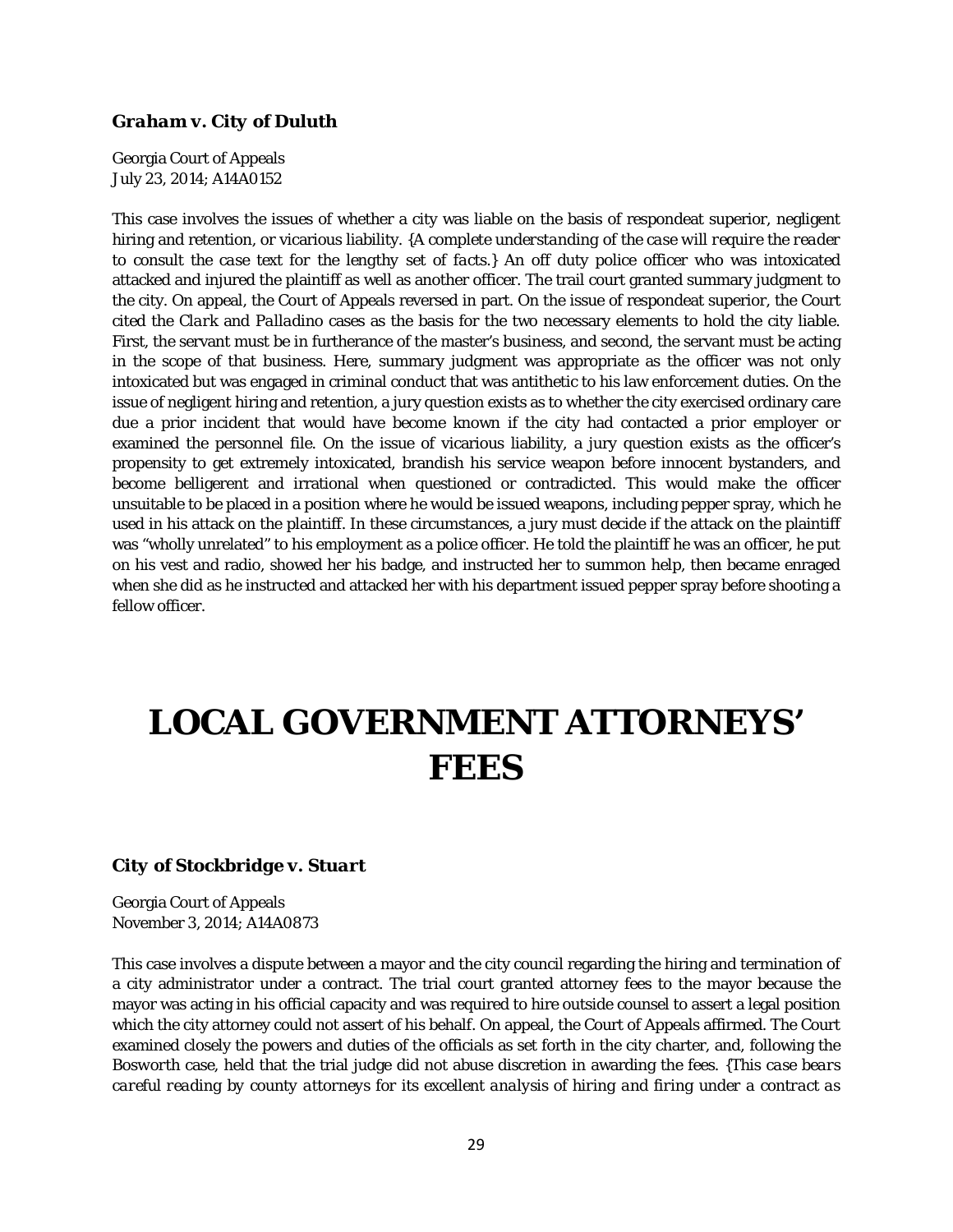### *Graham v. City of Duluth*

Georgia Court of Appeals
July 23, 2014; A14A0152

This case involves the issues of whether a city was liable on the basis of respondeat superior, negligent hiring and retention, or vicarious liability. *{A complete understanding of the case will require the reader to consult the case text for the lengthy set of facts.}* An off duty police officer who was intoxicated attacked and injured the plaintiff as well as another officer. The trail court granted summary judgment to the city. On appeal, the Court of Appeals reversed in part. On the issue of respondeat superior, the Court cited the *Clark* and *Palladino* cases as the basis for the two necessary elements to hold the city liable. First, the servant must be in furtherance of the master's business, and second, the servant must be acting in the scope of that business. Here, summary judgment was appropriate as the officer was not only intoxicated but was engaged in criminal conduct that was antithetic to his law enforcement duties. On the issue of negligent hiring and retention, a jury question exists as to whether the city exercised ordinary care due a prior incident that would have become known if the city had contacted a prior employer or examined the personnel file. On the issue of vicarious liability, a jury question exists as the officer's propensity to get extremely intoxicated, brandish his service weapon before innocent bystanders, and become belligerent and irrational when questioned or contradicted. This would make the officer unsuitable to be placed in a position where he would be issued weapons, including pepper spray, which he used in his attack on the plaintiff. In these circumstances, a jury must decide if the attack on the plaintiff was "wholly unrelated" to his employment as a police officer. He told the plaintiff he was an officer, he put on his vest and radio, showed her his badge, and instructed her to summon help, then became enraged when she did as he instructed and attacked her with his department issued pepper spray before shooting a fellow officer.

# LOCAL GOVERNMENT ATTORNEYS' FEES

### *City of Stockbridge v. Stuart*

Georgia Court of Appeals
November 3, 2014; A14A0873

This case involves a dispute between a mayor and the city council regarding the hiring and termination of a city administrator under a contract. The trial court granted attorney fees to the mayor because the mayor was acting in his official capacity and was required to hire outside counsel to assert a legal position which the city attorney could not assert of his behalf. On appeal, the Court of Appeals affirmed. The Court examined closely the powers and duties of the officials as set forth in the city charter, and, following the Bosworth case, held that the trial judge did not abuse discretion in awarding the fees. *{This case bears careful reading by county attorneys for its excellent analysis of hiring and firing under a contract as*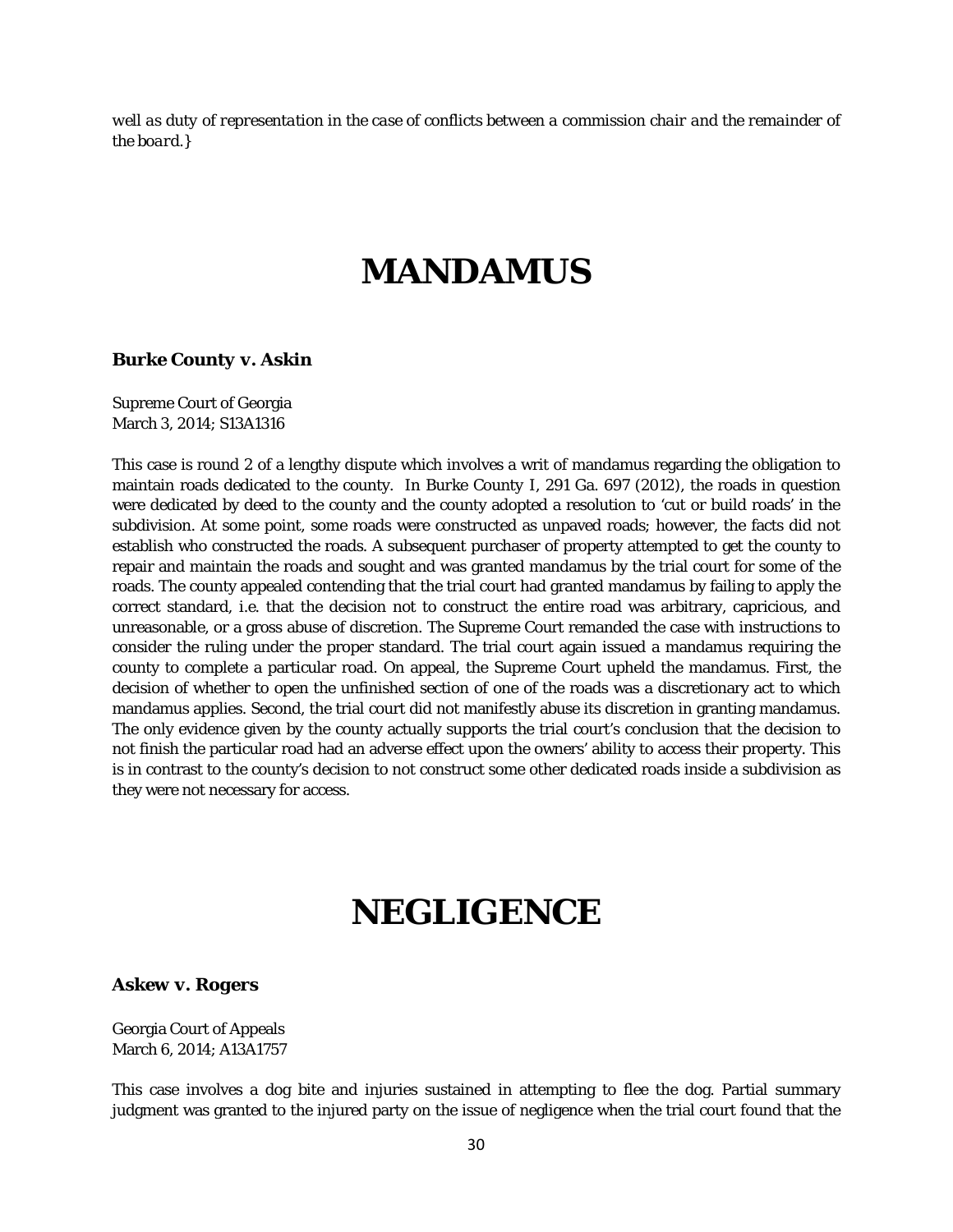*well as duty of representation in the case of conflicts between a commission chair and the remainder of the board.}*

# MANDAMUS

**Burke County v. Askin**

Supreme Court of Georgia
March 3, 2014; S13A1316

This case is round 2 of a lengthy dispute which involves a writ of mandamus regarding the obligation to maintain roads dedicated to the county. In Burke County I, 291 Ga. 697 (2012), the roads in question were dedicated by deed to the county and the county adopted a resolution to 'cut or build roads' in the subdivision. At some point, some roads were constructed as unpaved roads; however, the facts did not establish who constructed the roads. A subsequent purchaser of property attempted to get the county to repair and maintain the roads and sought and was granted mandamus by the trial court for some of the roads. The county appealed contending that the trial court had granted mandamus by failing to apply the correct standard, i.e. that the decision not to construct the entire road was arbitrary, capricious, and unreasonable, or a gross abuse of discretion. The Supreme Court remanded the case with instructions to consider the ruling under the proper standard. The trial court again issued a mandamus requiring the county to complete a particular road. On appeal, the Supreme Court upheld the mandamus. First, the decision of whether to open the unfinished section of one of the roads was a discretionary act to which mandamus applies. Second, the trial court did not manifestly abuse its discretion in granting mandamus. The only evidence given by the county actually supports the trial court's conclusion that the decision to not finish the particular road had an adverse effect upon the owners' ability to access their property. This is in contrast to the county's decision to not construct some other dedicated roads inside a subdivision as they were not necessary for access.

# NEGLIGENCE

**Askew v. Rogers**

Georgia Court of Appeals
March 6, 2014; A13A1757

This case involves a dog bite and injuries sustained in attempting to flee the dog. Partial summary judgment was granted to the injured party on the issue of negligence when the trial court found that the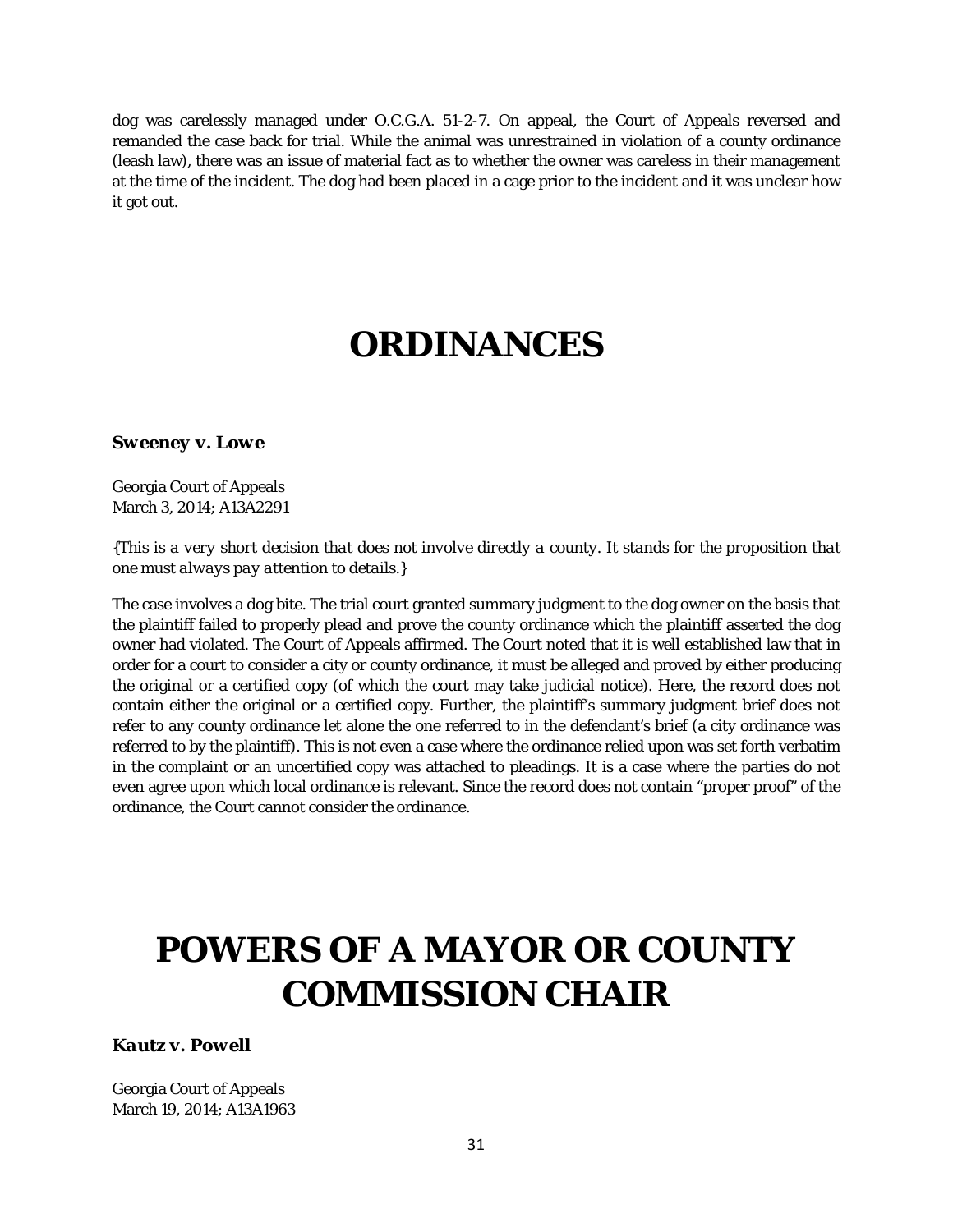dog was carelessly managed under O.C.G.A. 51-2-7. On appeal, the Court of Appeals reversed and remanded the case back for trial. While the animal was unrestrained in violation of a county ordinance (leash law), there was an issue of material fact as to whether the owner was careless in their management at the time of the incident. The dog had been placed in a cage prior to the incident and it was unclear how it got out.

# ORDINANCES

***Sweeney v. Lowe***

Georgia Court of Appeals
March 3, 2014; A13A2291

*{This is a very short decision that does not involve directly a county. It stands for the proposition that one must always pay attention to details.}*

The case involves a dog bite. The trial court granted summary judgment to the dog owner on the basis that the plaintiff failed to properly plead and prove the county ordinance which the plaintiff asserted the dog owner had violated. The Court of Appeals affirmed. The Court noted that it is well established law that in order for a court to consider a city or county ordinance, it must be alleged and proved by either producing the original or a certified copy (of which the court may take judicial notice). Here, the record does not contain either the original or a certified copy. Further, the plaintiff's summary judgment brief does not refer to any county ordinance let alone the one referred to in the defendant's brief (a city ordinance was referred to by the plaintiff). This is not even a case where the ordinance relied upon was set forth verbatim in the complaint or an uncertified copy was attached to pleadings. It is a case where the parties do not even agree upon which local ordinance is relevant. Since the record does not contain "proper proof" of the ordinance, the Court cannot consider the ordinance.

# POWERS OF A MAYOR OR COUNTY COMMISSION CHAIR

***Kautz v. Powell***

Georgia Court of Appeals
March 19, 2014; A13A1963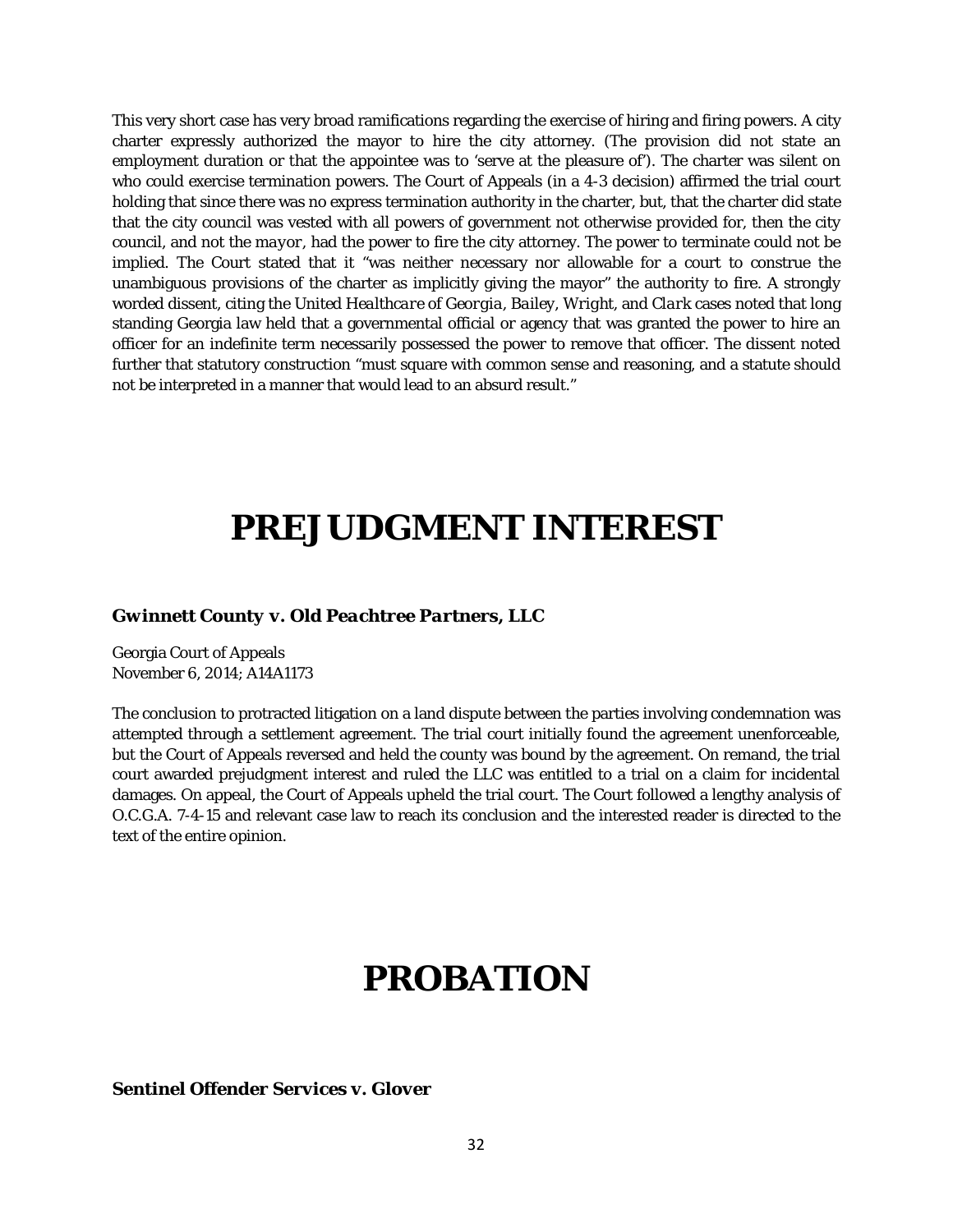This very short case has very broad ramifications regarding the exercise of hiring and firing powers. A city charter expressly authorized the mayor to hire the city attorney. (The provision did not state an employment duration or that the appointee was to 'serve at the pleasure of'). The charter was silent on who could exercise termination powers. The Court of Appeals (in a 4-3 decision) affirmed the trial court holding that since there was no express termination authority in the charter, but, that the charter did state that the city council was vested with all powers of government not otherwise provided for, then the city council, and not the *mayor*, had the power to fire the city attorney. The power to terminate could not be implied. The Court stated that it "was neither necessary nor allowable for a court to construe the unambiguous provisions of the charter as implicitly giving the mayor" the authority to fire. A strongly worded dissent, citing the *United Healthcare of Georgia*, *Bailey*, *Wright*, and *Clark* cases noted that long standing Georgia law held that a governmental official or agency that was granted the power to hire an officer for an indefinite term necessarily possessed the power to remove that officer. The dissent noted further that statutory construction "must square with common sense and reasoning, and a statute should not be interpreted in a manner that would lead to an absurd result."

# PREJUDGMENT INTEREST

### *Gwinnett County v. Old Peachtree Partners, LLC*

Georgia Court of Appeals
November 6, 2014; A14A1173

The conclusion to protracted litigation on a land dispute between the parties involving condemnation was attempted through a settlement agreement. The trial court initially found the agreement unenforceable, but the Court of Appeals reversed and held the county was bound by the agreement. On remand, the trial court awarded prejudgment interest and ruled the LLC was entitled to a trial on a claim for incidental damages. On appeal, the Court of Appeals upheld the trial court. The Court followed a lengthy analysis of O.C.G.A. 7-4-15 and relevant case law to reach its conclusion and the interested reader is directed to the text of the entire opinion.

# PROBATION

### Sentinel Offender Services v. Glover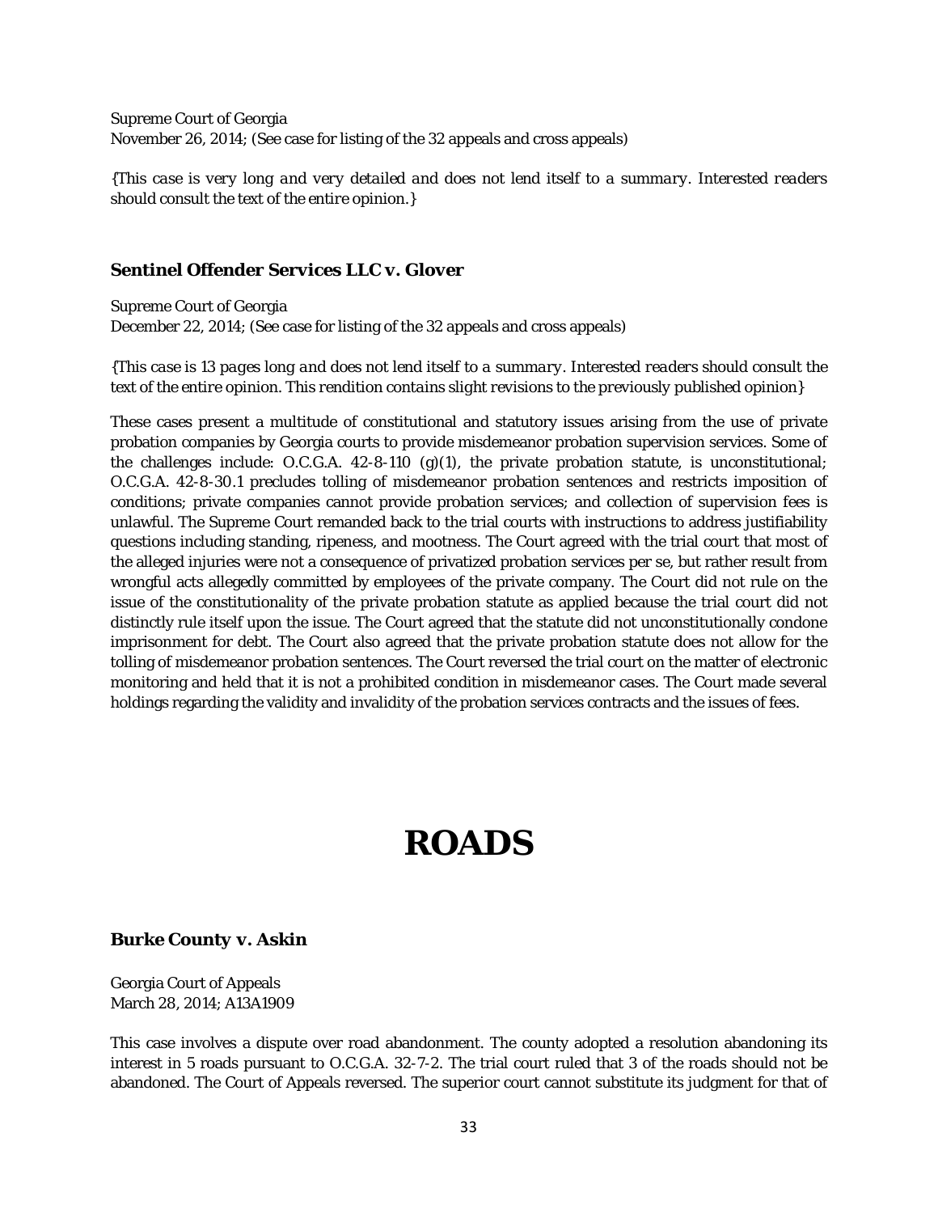Supreme Court of Georgia
November 26, 2014; (See case for listing of the 32 appeals and cross appeals)

*{This case is very long and very detailed and does not lend itself to a summary. Interested readers should consult the text of the entire opinion.}*

### Sentinel Offender Services LLC v. Glover

Supreme Court of Georgia
December 22, 2014; (See case for listing of the 32 appeals and cross appeals)

*{This case is 13 pages long and does not lend itself to a summary. Interested readers should consult the text of the entire opinion. This rendition contains slight revisions to the previously published opinion}*

These cases present a multitude of constitutional and statutory issues arising from the use of private probation companies by Georgia courts to provide misdemeanor probation supervision services. Some of the challenges include: O.C.G.A. 42-8-110 (g)(1), the private probation statute, is unconstitutional; O.C.G.A. 42-8-30.1 precludes tolling of misdemeanor probation sentences and restricts imposition of conditions; private companies cannot provide probation services; and collection of supervision fees is unlawful. The Supreme Court remanded back to the trial courts with instructions to address justifiability questions including standing, ripeness, and mootness. The Court agreed with the trial court that most of the alleged injuries were not a consequence of privatized probation services per se, but rather result from wrongful acts allegedly committed by employees of the private company. The Court did not rule on the issue of the constitutionality of the private probation statute as applied because the trial court did not distinctly rule itself upon the issue. The Court agreed that the statute did not unconstitutionally condone imprisonment for debt. The Court also agreed that the private probation statute does not allow for the tolling of misdemeanor probation sentences. The Court reversed the trial court on the matter of electronic monitoring and held that it is not a prohibited condition in misdemeanor cases. The Court made several holdings regarding the validity and invalidity of the probation services contracts and the issues of fees.

# ROADS

### Burke County v. Askin

Georgia Court of Appeals
March 28, 2014; A13A1909

This case involves a dispute over road abandonment. The county adopted a resolution abandoning its interest in 5 roads pursuant to O.C.G.A. 32-7-2. The trial court ruled that 3 of the roads should not be abandoned. The Court of Appeals reversed. The superior court cannot substitute its judgment for that of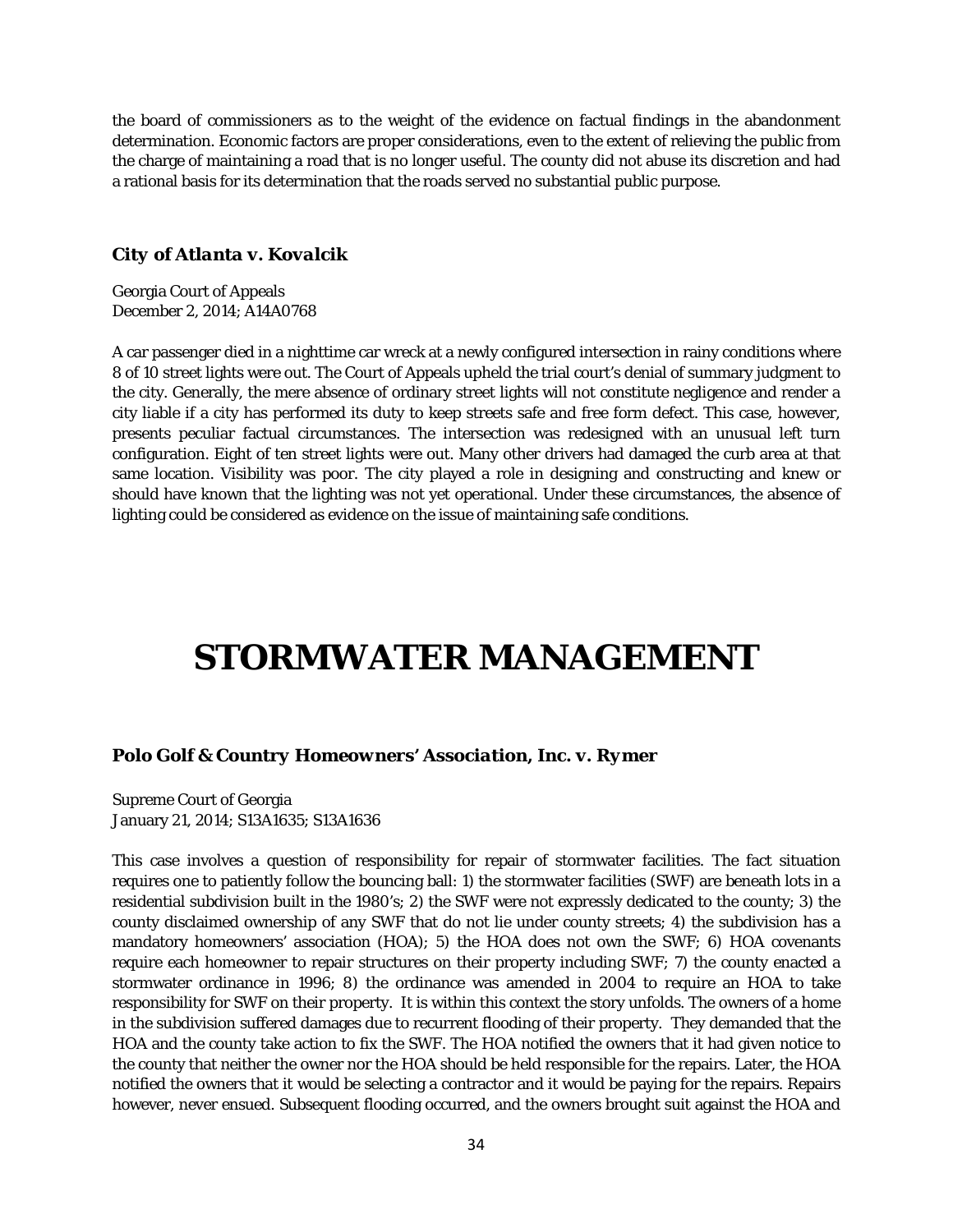the board of commissioners as to the weight of the evidence on factual findings in the abandonment determination. Economic factors are proper considerations, even to the extent of relieving the public from the charge of maintaining a road that is no longer useful. The county did not abuse its discretion and had a rational basis for its determination that the roads served no substantial public purpose.

### *City of Atlanta v. Kovalcik*

Georgia Court of Appeals
December 2, 2014; A14A0768

A car passenger died in a nighttime car wreck at a newly configured intersection in rainy conditions where 8 of 10 street lights were out. The Court of Appeals upheld the trial court's denial of summary judgment to the city. Generally, the mere absence of ordinary street lights will not constitute negligence and render a city liable if a city has performed its duty to keep streets safe and free form defect. This case, however, presents peculiar factual circumstances. The intersection was redesigned with an unusual left turn configuration. Eight of ten street lights were out. Many other drivers had damaged the curb area at that same location. Visibility was poor. The city played a role in designing and constructing and knew or should have known that the lighting was not yet operational. Under these circumstances, the absence of lighting could be considered as evidence on the issue of maintaining safe conditions.

# STORMWATER MANAGEMENT

### *Polo Golf & Country Homeowners' Association, Inc. v. Rymer*

Supreme Court of Georgia
January 21, 2014; S13A1635; S13A1636

This case involves a question of responsibility for repair of stormwater facilities. The fact situation requires one to patiently follow the bouncing ball: 1) the stormwater facilities (SWF) are beneath lots in a residential subdivision built in the 1980's; 2) the SWF were not expressly dedicated to the county; 3) the county disclaimed ownership of any SWF that do not lie under county streets; 4) the subdivision has a mandatory homeowners' association (HOA); 5) the HOA does not own the SWF; 6) HOA covenants require each homeowner to repair structures on their property including SWF; 7) the county enacted a stormwater ordinance in 1996; 8) the ordinance was amended in 2004 to require an HOA to take responsibility for SWF on their property. It is within this context the story unfolds. The owners of a home in the subdivision suffered damages due to recurrent flooding of their property. They demanded that the HOA and the county take action to fix the SWF. The HOA notified the owners that it had given notice to the county that neither the owner nor the HOA should be held responsible for the repairs. Later, the HOA notified the owners that it would be selecting a contractor and it would be paying for the repairs. Repairs however, never ensued. Subsequent flooding occurred, and the owners brought suit against the HOA and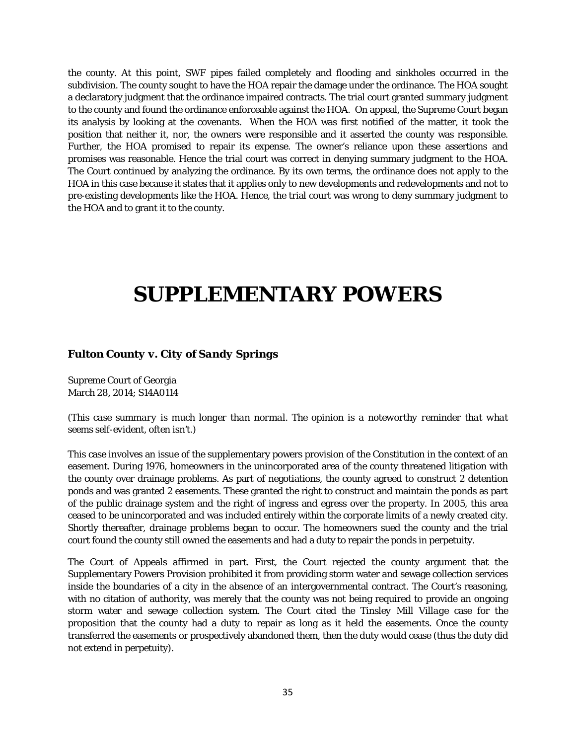the county. At this point, SWF pipes failed completely and flooding and sinkholes occurred in the subdivision. The county sought to have the HOA repair the damage under the ordinance. The HOA sought a declaratory judgment that the ordinance impaired contracts. The trial court granted summary judgment to the county and found the ordinance enforceable against the HOA. On appeal, the Supreme Court began its analysis by looking at the covenants. When the HOA was first notified of the matter, it took the position that neither it, nor, the owners were responsible and it asserted the county was responsible. Further, the HOA promised to repair its expense. The owner's reliance upon these assertions and promises was reasonable. Hence the trial court was correct in denying summary judgment to the HOA. The Court continued by analyzing the ordinance. By its own terms, the ordinance does not apply to the HOA in this case because it states that it applies only to new developments and redevelopments and not to pre-existing developments like the HOA. Hence, the trial court was wrong to deny summary judgment to the HOA and to grant it to the county.

# SUPPLEMENTARY POWERS

### Fulton County v. *City of Sandy Springs*

Supreme Court of Georgia
March 28, 2014; S14A0114

*(This case summary is much longer than normal. The opinion is a noteworthy reminder that what seems self-evident, often isn't.)*

This case involves an issue of the supplementary powers provision of the Constitution in the context of an easement. During 1976, homeowners in the unincorporated area of the county threatened litigation with the county over drainage problems. As part of negotiations, the county agreed to construct 2 detention ponds and was granted 2 easements. These granted the right to construct and maintain the ponds as part of the public drainage system and the right of ingress and egress over the property. In 2005, this area ceased to be unincorporated and was included entirely within the corporate limits of a newly created city. Shortly thereafter, drainage problems began to occur. The homeowners sued the county and the trial court found the county still owned the easements and had a duty to repair the ponds in perpetuity.

The Court of Appeals affirmed in part. First, the Court rejected the county argument that the Supplementary Powers Provision prohibited it from providing storm water and sewage collection services inside the boundaries of a city in the absence of an intergovernmental contract. The Court's reasoning, with no citation of authority, was merely that the county was not being required to provide an ongoing storm water and sewage collection system. The Court cited the *Tinsley Mill Village* case for the proposition that the county had a duty to repair as long as it held the easements. Once the county transferred the easements or prospectively abandoned them, then the duty would cease (thus the duty did not extend in perpetuity).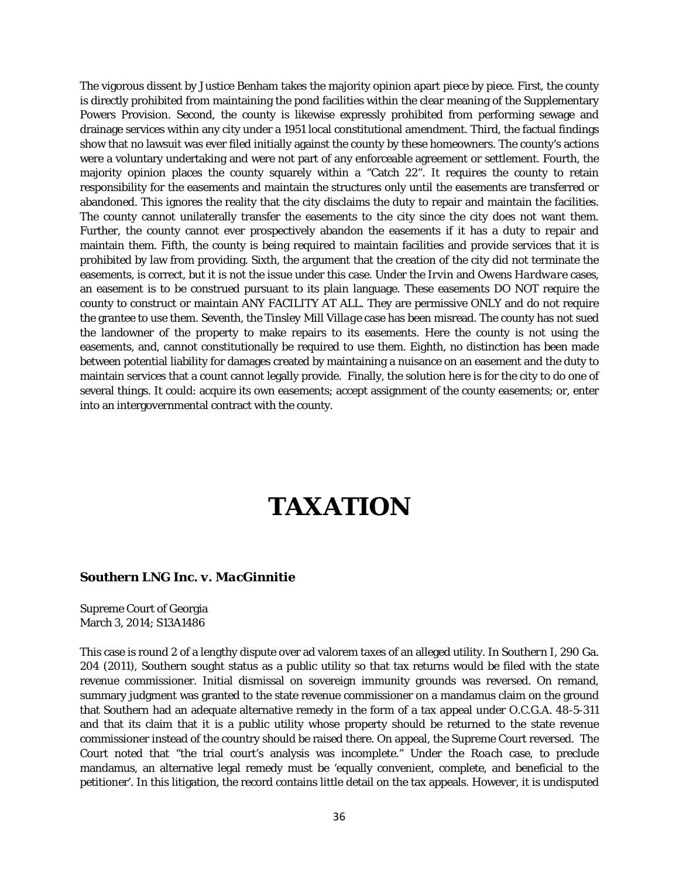The vigorous dissent by Justice Benham takes the majority opinion apart piece by piece. First, the county is directly prohibited from maintaining the pond facilities within the clear meaning of the Supplementary Powers Provision. Second, the county is likewise expressly prohibited from performing sewage and drainage services within any city under a 1951 local constitutional amendment. Third, the factual findings show that no lawsuit was ever filed initially against the county by these homeowners. The county's actions were a voluntary undertaking and were not part of any enforceable agreement or settlement. Fourth, the majority opinion places the county squarely within a "Catch 22". It requires the county to retain responsibility for the easements and maintain the structures only until the easements are transferred or abandoned. This ignores the reality that the city disclaims the duty to repair and maintain the facilities. The county cannot unilaterally transfer the easements to the city since the city does not want them. Further, the county cannot ever prospectively abandon the easements if it has a duty to repair and maintain them. Fifth, the county is being required to maintain facilities and provide services that it is prohibited by law from providing. Sixth, the argument that the creation of the city did not terminate the easements, is correct, but it is not the issue under this case. Under the *Irvin* and *Owens Hardware* cases, an easement is to be construed pursuant to its plain language. These easements DO NOT require the county to construct or maintain ANY FACILITY AT ALL. They are permissive ONLY and do not require the grantee to use them. Seventh, the *Tinsley Mill Village* case has been misread. The county has not sued the landowner of the property to make repairs to its easements. Here the county is not using the easements, and, cannot constitutionally be required to use them. Eighth, no distinction has been made between potential liability for damages created by maintaining a nuisance on an easement and the duty to maintain services that a count cannot legally provide. Finally, the solution here is for the city to do one of several things. It could: acquire its own easements; accept assignment of the county easements; or, enter into an intergovernmental contract with the county.

# TAXATION

### *Southern LNG Inc. v. MacGinnitie*

Supreme Court of Georgia
March 3, 2014; S13A1486

This case is round 2 of a lengthy dispute over ad valorem taxes of an alleged utility. In *Southern I*, 290 Ga. 204 (2011), Southern sought status as a public utility so that tax returns would be filed with the state revenue commissioner. Initial dismissal on sovereign immunity grounds was reversed. On remand, summary judgment was granted to the state revenue commissioner on a mandamus claim on the ground that Southern had an adequate alternative remedy in the form of a tax appeal under O.C.G.A. 48-5-311 and that its claim that it is a public utility whose property should be returned to the state revenue commissioner instead of the country should be raised there. On appeal, the Supreme Court reversed. The Court noted that "the trial court's analysis was incomplete." Under the *Roach* case, to preclude mandamus, an alternative legal remedy must be 'equally convenient, complete, and beneficial to the petitioner'. In this litigation, the record contains little detail on the tax appeals. However, it is undisputed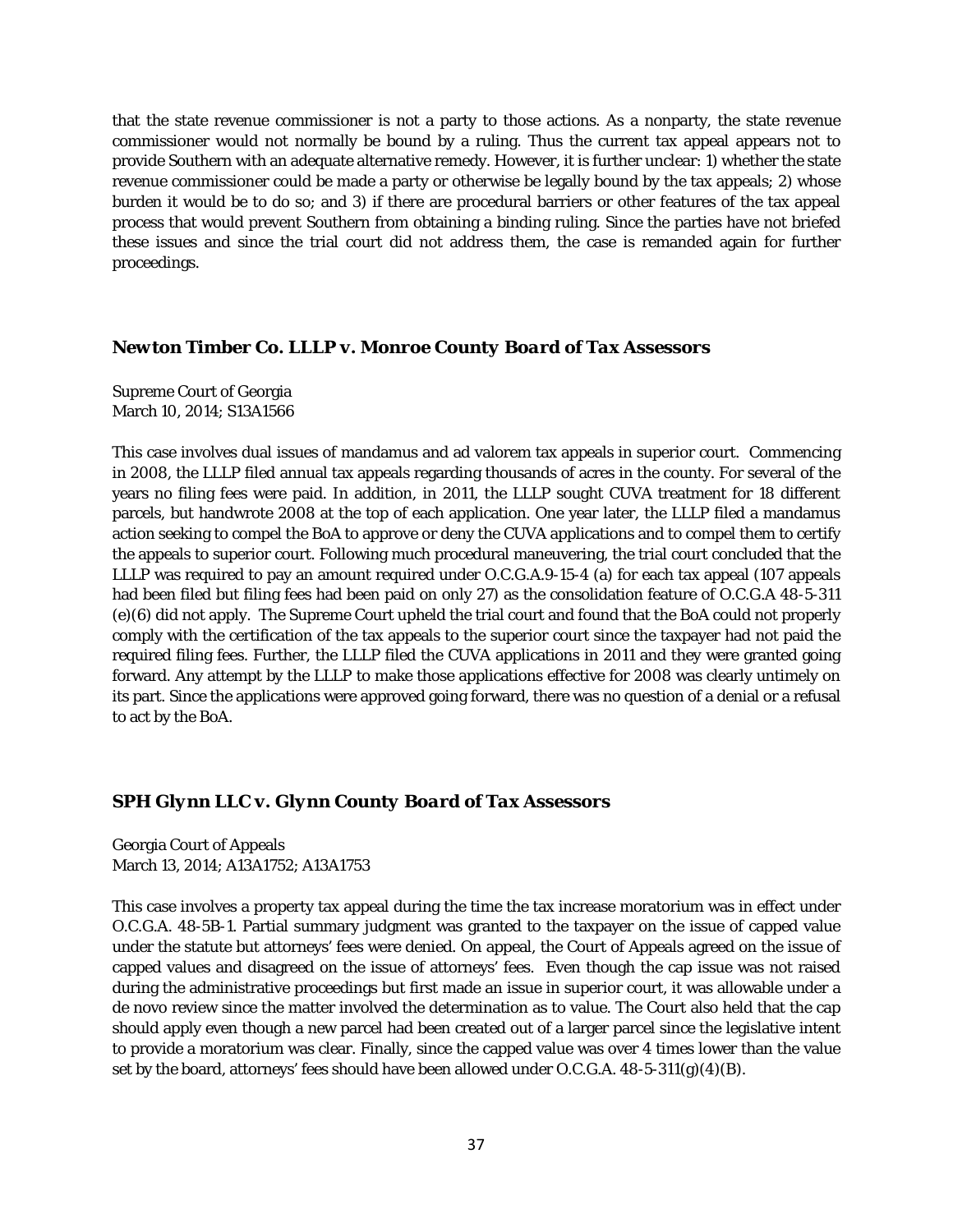that the state revenue commissioner is not a party to those actions. As a nonparty, the state revenue commissioner would not normally be bound by a ruling. Thus the current tax appeal appears not to provide Southern with an adequate alternative remedy. However, it is further unclear: 1) whether the state revenue commissioner could be made a party or otherwise be legally bound by the tax appeals; 2) whose burden it would be to do so; and 3) if there are procedural barriers or other features of the tax appeal process that would prevent Southern from obtaining a binding ruling. Since the parties have not briefed these issues and since the trial court did not address them, the case is remanded again for further proceedings.

### *Newton Timber Co. LLLP v. Monroe County Board of Tax Assessors*

Supreme Court of Georgia
March 10, 2014; S13A1566

This case involves dual issues of mandamus and ad valorem tax appeals in superior court. Commencing in 2008, the LLLP filed annual tax appeals regarding thousands of acres in the county. For several of the years no filing fees were paid. In addition, in 2011, the LLLP sought CUVA treatment for 18 different parcels, but handwrote 2008 at the top of each application. One year later, the LLLP filed a mandamus action seeking to compel the BoA to approve or deny the CUVA applications and to compel them to certify the appeals to superior court. Following much procedural maneuvering, the trial court concluded that the LLLP was required to pay an amount required under O.C.G.A.9-15-4 (a) for each tax appeal (107 appeals had been filed but filing fees had been paid on only 27) as the consolidation feature of O.C.G.A 48-5-311 (e)(6) did not apply. The Supreme Court upheld the trial court and found that the BoA could not properly comply with the certification of the tax appeals to the superior court since the taxpayer had not paid the required filing fees. Further, the LLLP filed the CUVA applications in 2011 and they were granted going forward. Any attempt by the LLLP to make those applications effective for 2008 was clearly untimely on its part. Since the applications were approved going forward, there was no question of a denial or a refusal to act by the BoA.

### *SPH Glynn LLC v. Glynn County Board of Tax Assessors*

Georgia Court of Appeals
March 13, 2014; A13A1752; A13A1753

This case involves a property tax appeal during the time the tax increase moratorium was in effect under O.C.G.A. 48-5B-1. Partial summary judgment was granted to the taxpayer on the issue of capped value under the statute but attorneys' fees were denied. On appeal, the Court of Appeals agreed on the issue of capped values and disagreed on the issue of attorneys' fees. Even though the cap issue was not raised during the administrative proceedings but first made an issue in superior court, it was allowable under a de novo review since the matter involved the determination as to value. The Court also held that the cap should apply even though a new parcel had been created out of a larger parcel since the legislative intent to provide a moratorium was clear. Finally, since the capped value was over 4 times lower than the value set by the board, attorneys' fees should have been allowed under O.C.G.A. 48-5-311(g)(4)(B).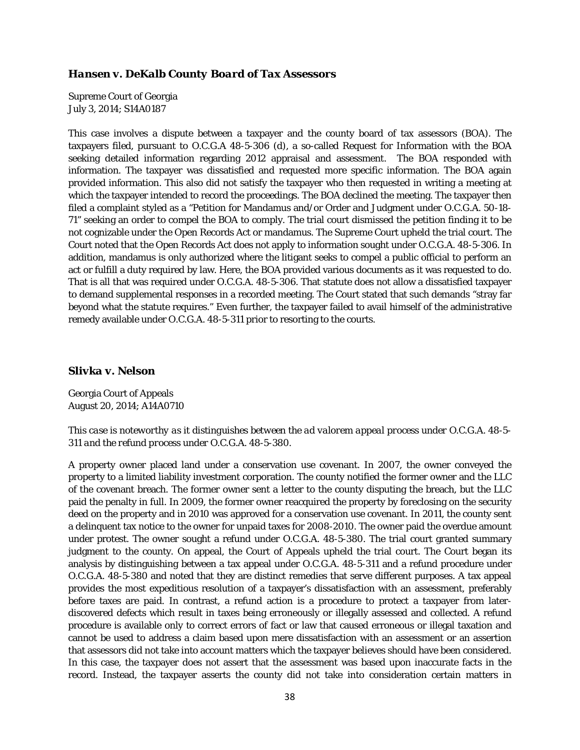### *Hansen v. DeKalb County Board of Tax Assessors*

Supreme Court of Georgia
July 3, 2014; S14A0187

This case involves a dispute between a taxpayer and the county board of tax assessors (BOA). The taxpayers filed, pursuant to O.C.G.A 48-5-306 (d), a so-called Request for Information with the BOA seeking detailed information regarding 2012 appraisal and assessment. The BOA responded with information. The taxpayer was dissatisfied and requested more specific information. The BOA again provided information. This also did not satisfy the taxpayer who then requested in writing a meeting at which the taxpayer intended to record the proceedings. The BOA declined the meeting. The taxpayer then filed a complaint styled as a "Petition for Mandamus and/or Order and Judgment under O.C.G.A. 50-18-71" seeking an order to compel the BOA to comply. The trial court dismissed the petition finding it to be not cognizable under the Open Records Act or mandamus. The Supreme Court upheld the trial court. The Court noted that the Open Records Act does not apply to information sought under O.C.G.A. 48-5-306. In addition, mandamus is only authorized where the litigant seeks to compel a public official to perform an act or fulfill a duty required by law. Here, the BOA provided various documents as it was requested to do. That is all that was required under O.C.G.A. 48-5-306. That statute does not allow a dissatisfied taxpayer to demand supplemental responses in a recorded meeting. The Court stated that such demands "stray far beyond what the statute requires." Even further, the taxpayer failed to avail himself of the administrative remedy available under O.C.G.A. 48-5-311 prior to resorting to the courts.

### *Slivka v. Nelson*

Georgia Court of Appeals
August 20, 2014; A14A0710

*This case is noteworthy as it distinguishes between the ad valorem appeal process under O.C.G.A. 48-5-311 and the refund process under O.C.G.A. 48-5-380.*

A property owner placed land under a conservation use covenant. In 2007, the owner conveyed the property to a limited liability investment corporation. The county notified the former owner and the LLC of the covenant breach. The former owner sent a letter to the county disputing the breach, but the LLC paid the penalty in full. In 2009, the former owner reacquired the property by foreclosing on the security deed on the property and in 2010 was approved for a conservation use covenant. In 2011, the county sent a delinquent tax notice to the owner for unpaid taxes for 2008-2010. The owner paid the overdue amount under protest. The owner sought a refund under O.C.G.A. 48-5-380. The trial court granted summary judgment to the county. On appeal, the Court of Appeals upheld the trial court. The Court began its analysis by distinguishing between a tax appeal under O.C.G.A. 48-5-311 and a refund procedure under O.C.G.A. 48-5-380 and noted that they are distinct remedies that serve different purposes. A tax appeal provides the most expeditious resolution of a taxpayer's dissatisfaction with an assessment, preferably before taxes are paid. In contrast, a refund action is a procedure to protect a taxpayer from later-discovered defects which result in taxes being erroneously or illegally assessed and collected. A refund procedure is available only to correct errors of fact or law that caused erroneous or illegal taxation and cannot be used to address a claim based upon mere dissatisfaction with an assessment or an assertion that assessors did not take into account matters which the taxpayer believes should have been considered. In this case, the taxpayer does not assert that the assessment was based upon inaccurate facts in the record. Instead, the taxpayer asserts the county did not take into consideration certain matters in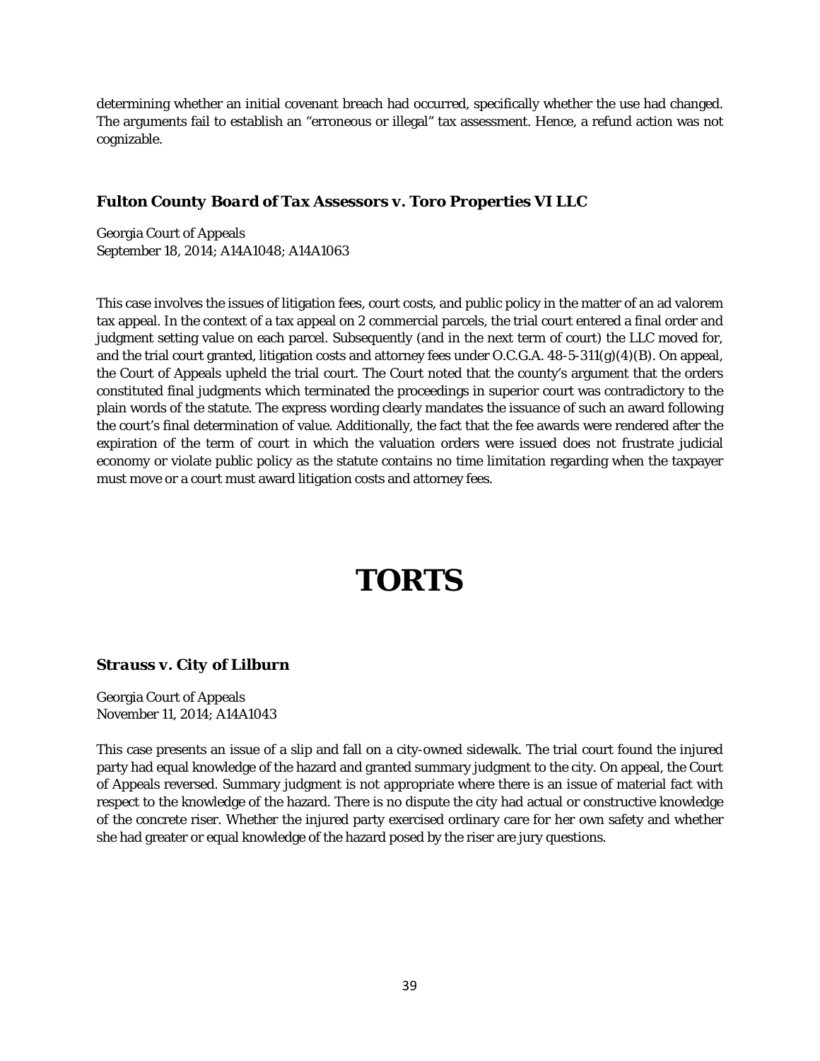determining whether an initial covenant breach had occurred, specifically whether the use had changed. The arguments fail to establish an "erroneous or illegal" tax assessment. Hence, a refund action was not cognizable.

### *Fulton County Board of Tax Assessors v. Toro Properties VI LLC*

Georgia Court of Appeals
September 18, 2014; A14A1048; A14A1063

This case involves the issues of litigation fees, court costs, and public policy in the matter of an ad valorem tax appeal. In the context of a tax appeal on 2 commercial parcels, the trial court entered a final order and judgment setting value on each parcel. Subsequently (and in the next term of court) the LLC moved for, and the trial court granted, litigation costs and attorney fees under O.C.G.A. 48-5-311(g)(4)(B). On appeal, the Court of Appeals upheld the trial court. The Court noted that the county's argument that the orders constituted final judgments which terminated the proceedings in superior court was contradictory to the plain words of the statute. The express wording clearly mandates the issuance of such an award following the court's final determination of value. Additionally, the fact that the fee awards were rendered after the expiration of the term of court in which the valuation orders were issued does not frustrate judicial economy or violate public policy as the statute contains no time limitation regarding when the taxpayer must move or a court must award litigation costs and attorney fees.

# TORTS

### *Strauss v. City of Lilburn*

Georgia Court of Appeals
November 11, 2014; A14A1043

This case presents an issue of a slip and fall on a city-owned sidewalk. The trial court found the injured party had equal knowledge of the hazard and granted summary judgment to the city. On appeal, the Court of Appeals reversed. Summary judgment is not appropriate where there is an issue of material fact with respect to the knowledge of the hazard. There is no dispute the city had actual or constructive knowledge of the concrete riser. Whether the injured party exercised ordinary care for her own safety and whether she had greater or equal knowledge of the hazard posed by the riser are jury questions.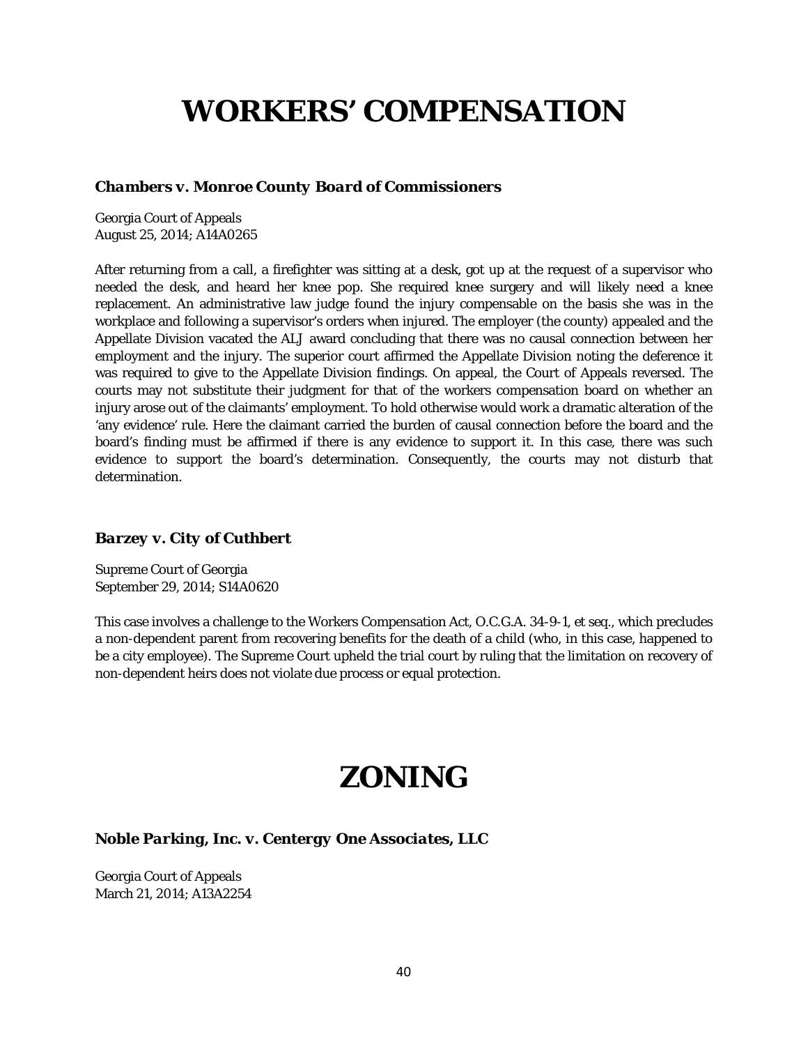# WORKERS' COMPENSATION

### *Chambers v. Monroe County Board of Commissioners*

Georgia Court of Appeals
August 25, 2014; A14A0265

After returning from a call, a firefighter was sitting at a desk, got up at the request of a supervisor who needed the desk, and heard her knee pop. She required knee surgery and will likely need a knee replacement. An administrative law judge found the injury compensable on the basis she was in the workplace and following a supervisor's orders when injured. The employer (the county) appealed and the Appellate Division vacated the ALJ award concluding that there was no causal connection between her employment and the injury. The superior court affirmed the Appellate Division noting the deference it was required to give to the Appellate Division findings. On appeal, the Court of Appeals reversed. The courts may not substitute their judgment for that of the workers compensation board on whether an injury arose out of the claimants' employment. To hold otherwise would work a dramatic alteration of the 'any evidence' rule. Here the claimant carried the burden of causal connection before the board and the board's finding must be affirmed if there is any evidence to support it. In this case, there was such evidence to support the board's determination. Consequently, the courts may not disturb that determination.

### *Barzey v. City of Cuthbert*

Supreme Court of Georgia
September 29, 2014; S14A0620

This case involves a challenge to the Workers Compensation Act, O.C.G.A. 34-9-1, et seq., which precludes a non-dependent parent from recovering benefits for the death of a child (who, in this case, happened to be a city employee). The Supreme Court upheld the trial court by ruling that the limitation on recovery of non-dependent heirs does not violate due process or equal protection.

# ZONING

### *Noble Parking, Inc. v. Centergy One Associates, LLC*

Georgia Court of Appeals
March 21, 2014; A13A2254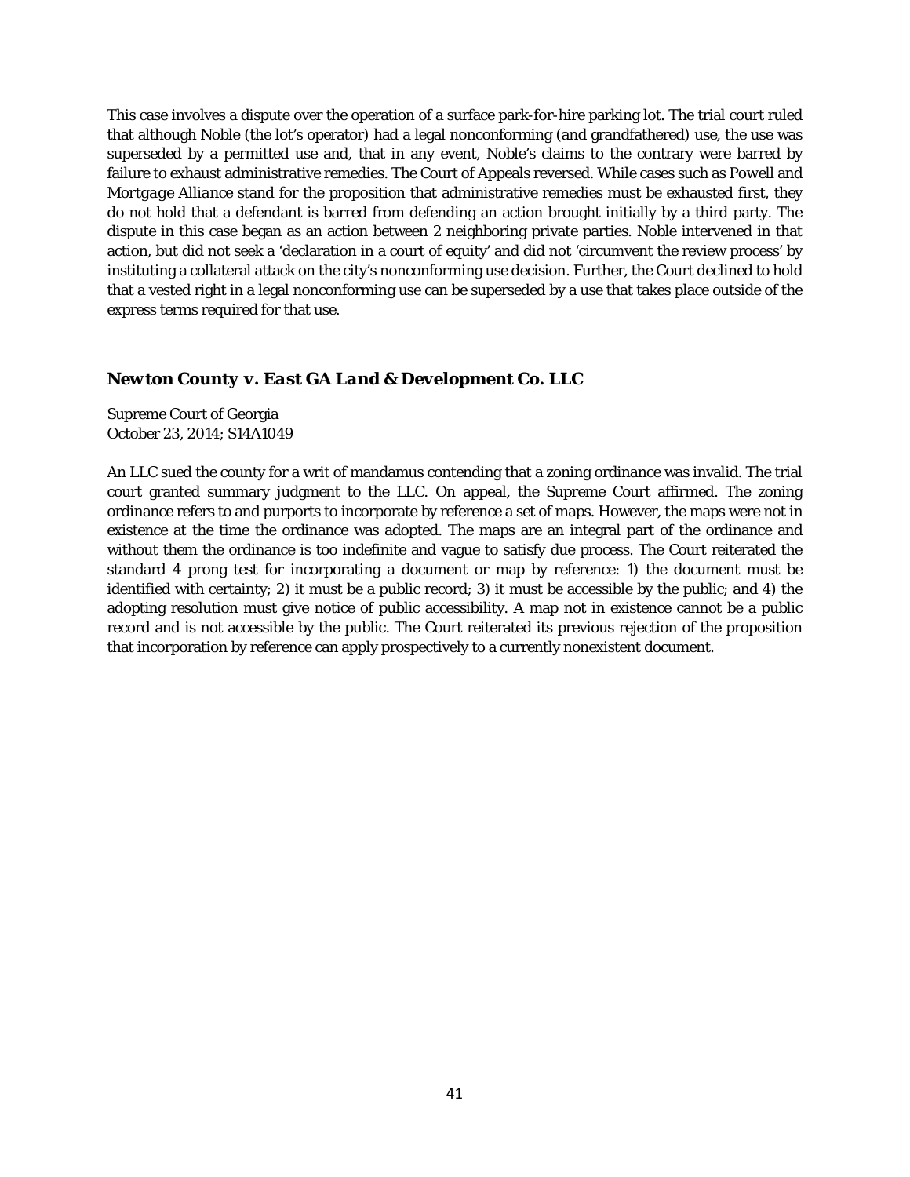This case involves a dispute over the operation of a surface park-for-hire parking lot. The trial court ruled that although Noble (the lot's operator) had a legal nonconforming (and grandfathered) use, the use was superseded by a permitted use and, that in any event, Noble's claims to the contrary were barred by failure to exhaust administrative remedies. The Court of Appeals reversed. While cases such as Powell and *Mortgage Alliance* stand for the proposition that administrative remedies must be exhausted first, they do not hold that a defendant is barred from defending an action brought initially by a third party. The dispute in this case began as an action between 2 neighboring private parties. Noble intervened in that action, but did not seek a 'declaration in a court of equity' and did not 'circumvent the review process' by instituting a collateral attack on the city's nonconforming use decision. Further, the Court declined to hold that a vested right in a legal nonconforming use can be superseded by a use that takes place outside of the express terms required for that use.

### *Newton County v. East GA Land & Development Co. LLC*

Supreme Court of Georgia
October 23, 2014; S14A1049

An LLC sued the county for a writ of mandamus contending that a zoning ordinance was invalid. The trial court granted summary judgment to the LLC. On appeal, the Supreme Court affirmed. The zoning ordinance refers to and purports to incorporate by reference a set of maps. However, the maps were not in existence at the time the ordinance was adopted. The maps are an integral part of the ordinance and without them the ordinance is too indefinite and vague to satisfy due process. The Court reiterated the standard 4 prong test for incorporating a document or map by reference: 1) the document must be identified with certainty; 2) it must be a public record; 3) it must be accessible by the public; and 4) the adopting resolution must give notice of public accessibility. A map not in existence cannot be a public record and is not accessible by the public. The Court reiterated its previous rejection of the proposition that incorporation by reference can apply prospectively to a currently nonexistent document.